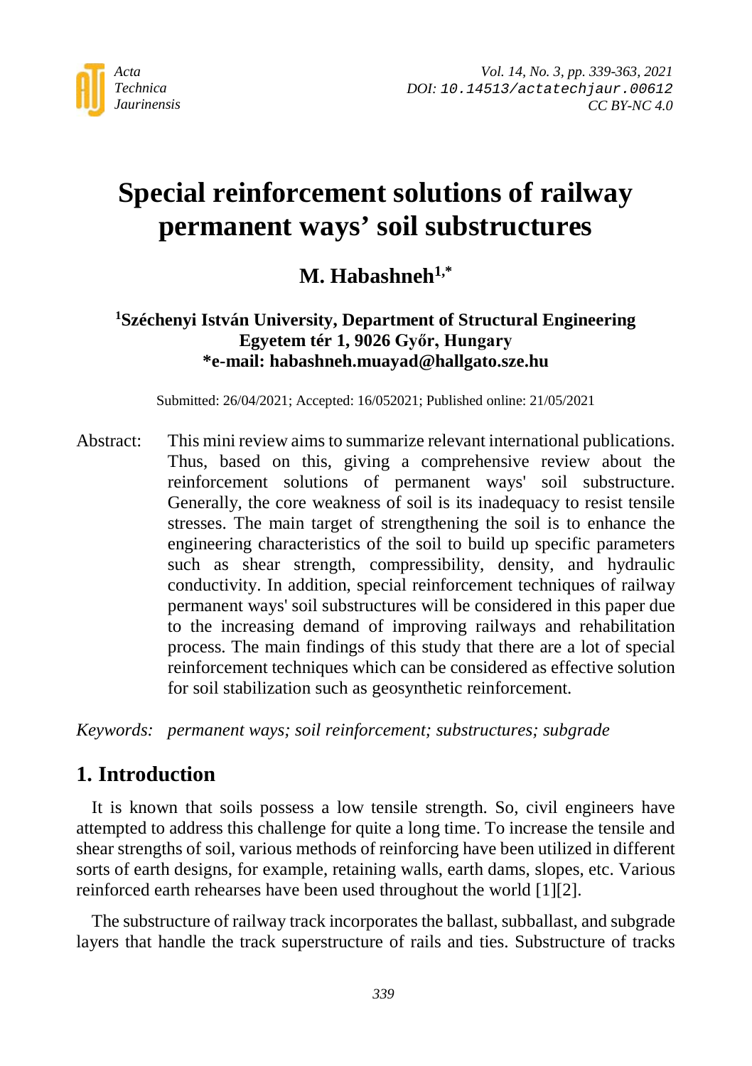# Special reinforcement solutions of railway permanent ways' soil substructures

## M. Habashneh[1,*]

**[1]Széchenyi István University, Department of Structural Engineering**
**Egyetem tér 1, 9026 Győr, Hungary**
**\*e-mail: habashneh.muayad@hallgato.sze.hu**

Submitted: 26/04/2021; Accepted: 16/052021; Published online: 21/05/2021

Abstract: This mini review aims to summarize relevant international publications. Thus, based on this, giving a comprehensive review about the reinforcement solutions of permanent ways' soil substructure. Generally, the core weakness of soil is its inadequacy to resist tensile stresses. The main target of strengthening the soil is to enhance the engineering characteristics of the soil to build up specific parameters such as shear strength, compressibility, density, and hydraulic conductivity. In addition, special reinforcement techniques of railway permanent ways' soil substructures will be considered in this paper due to the increasing demand of improving railways and rehabilitation process. The main findings of this study that there are a lot of special reinforcement techniques which can be considered as effective solution for soil stabilization such as geosynthetic reinforcement.

*Keywords: permanent ways; soil reinforcement; substructures; subgrade*

## 1. Introduction

It is known that soils possess a low tensile strength. So, civil engineers have attempted to address this challenge for quite a long time. To increase the tensile and shear strengths of soil, various methods of reinforcing have been utilized in different sorts of earth designs, for example, retaining walls, earth dams, slopes, etc. Various reinforced earth rehearses have been used throughout the world [1][2].

The substructure of railway track incorporates the ballast, subballast, and subgrade layers that handle the track superstructure of rails and ties. Substructure of tracks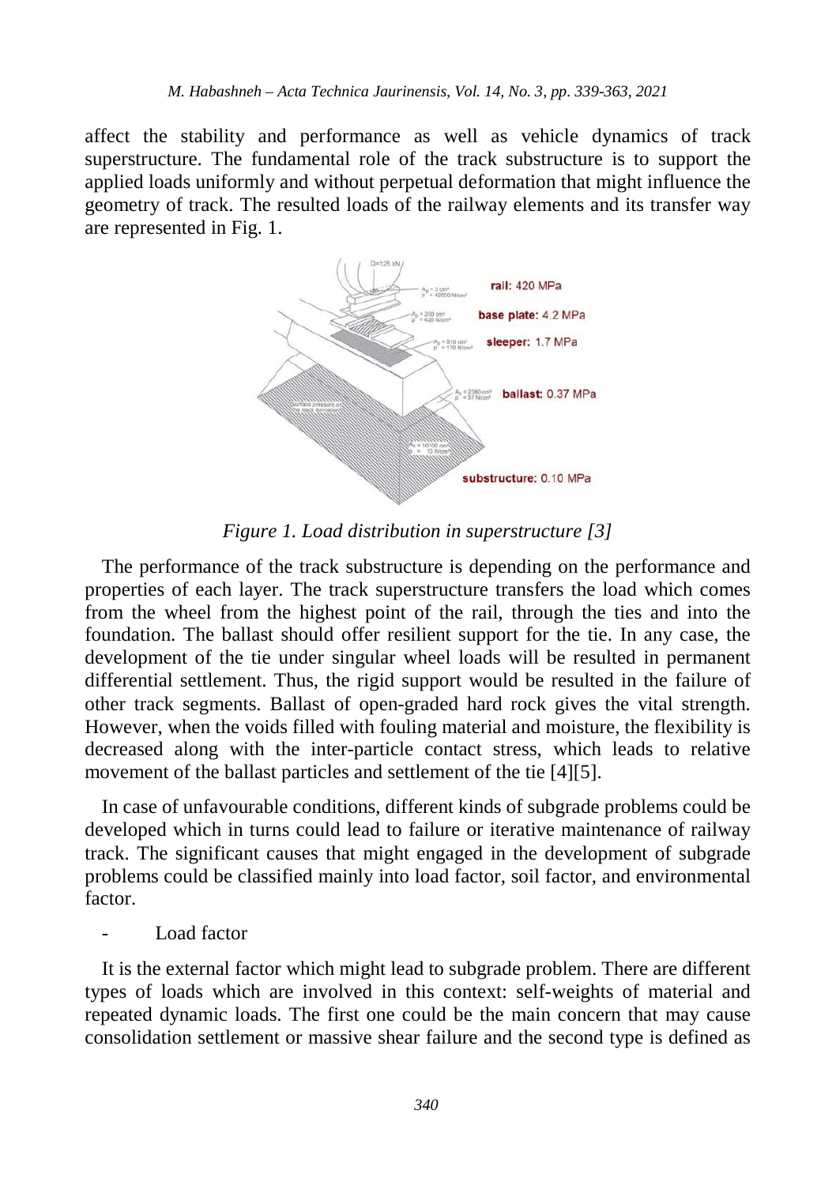affect the stability and performance as well as vehicle dynamics of track superstructure. The fundamental role of the track substructure is to support the applied loads uniformly and without perpetual deformation that might influence the geometry of track. The resulted loads of the railway elements and its transfer way are represented in Fig. 1.

*Figure 1. Load distribution in superstructure [3]*

The performance of the track substructure is depending on the performance and properties of each layer. The track superstructure transfers the load which comes from the wheel from the highest point of the rail, through the ties and into the foundation. The ballast should offer resilient support for the tie. In any case, the development of the tie under singular wheel loads will be resulted in permanent differential settlement. Thus, the rigid support would be resulted in the failure of other track segments. Ballast of open-graded hard rock gives the vital strength. However, when the voids filled with fouling material and moisture, the flexibility is decreased along with the inter-particle contact stress, which leads to relative movement of the ballast particles and settlement of the tie [4][5].

In case of unfavourable conditions, different kinds of subgrade problems could be developed which in turns could lead to failure or iterative maintenance of railway track. The significant causes that might engaged in the development of subgrade problems could be classified mainly into load factor, soil factor, and environmental factor.

- Load factor

It is the external factor which might lead to subgrade problem. There are different types of loads which are involved in this context: self-weights of material and repeated dynamic loads. The first one could be the main concern that may cause consolidation settlement or massive shear failure and the second type is defined as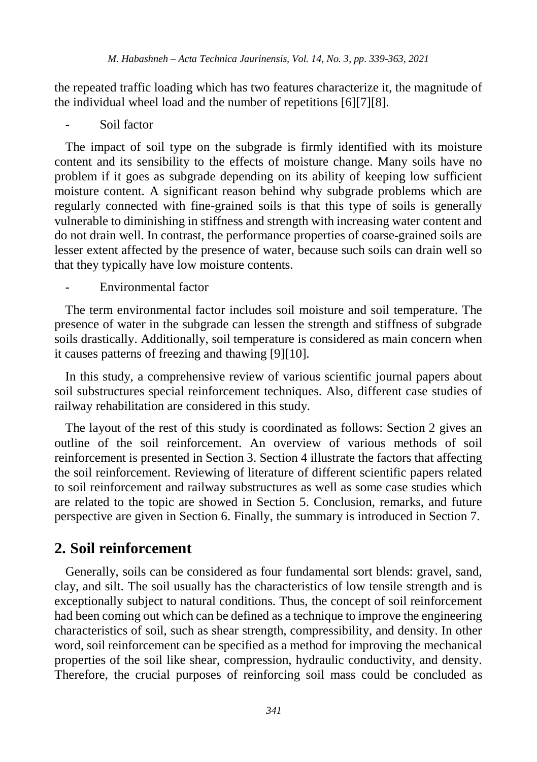the repeated traffic loading which has two features characterize it, the magnitude of the individual wheel load and the number of repetitions [6][7][8].

- Soil factor

The impact of soil type on the subgrade is firmly identified with its moisture content and its sensibility to the effects of moisture change. Many soils have no problem if it goes as subgrade depending on its ability of keeping low sufficient moisture content. A significant reason behind why subgrade problems which are regularly connected with fine-grained soils is that this type of soils is generally vulnerable to diminishing in stiffness and strength with increasing water content and do not drain well. In contrast, the performance properties of coarse-grained soils are lesser extent affected by the presence of water, because such soils can drain well so that they typically have low moisture contents.

- Environmental factor

The term environmental factor includes soil moisture and soil temperature. The presence of water in the subgrade can lessen the strength and stiffness of subgrade soils drastically. Additionally, soil temperature is considered as main concern when it causes patterns of freezing and thawing [9][10].

In this study, a comprehensive review of various scientific journal papers about soil substructures special reinforcement techniques. Also, different case studies of railway rehabilitation are considered in this study.

The layout of the rest of this study is coordinated as follows: Section 2 gives an outline of the soil reinforcement. An overview of various methods of soil reinforcement is presented in Section 3. Section 4 illustrate the factors that affecting the soil reinforcement. Reviewing of literature of different scientific papers related to soil reinforcement and railway substructures as well as some case studies which are related to the topic are showed in Section 5. Conclusion, remarks, and future perspective are given in Section 6. Finally, the summary is introduced in Section 7.

## 2. Soil reinforcement

Generally, soils can be considered as four fundamental sort blends: gravel, sand, clay, and silt. The soil usually has the characteristics of low tensile strength and is exceptionally subject to natural conditions. Thus, the concept of soil reinforcement had been coming out which can be defined as a technique to improve the engineering characteristics of soil, such as shear strength, compressibility, and density. In other word, soil reinforcement can be specified as a method for improving the mechanical properties of the soil like shear, compression, hydraulic conductivity, and density. Therefore, the crucial purposes of reinforcing soil mass could be concluded as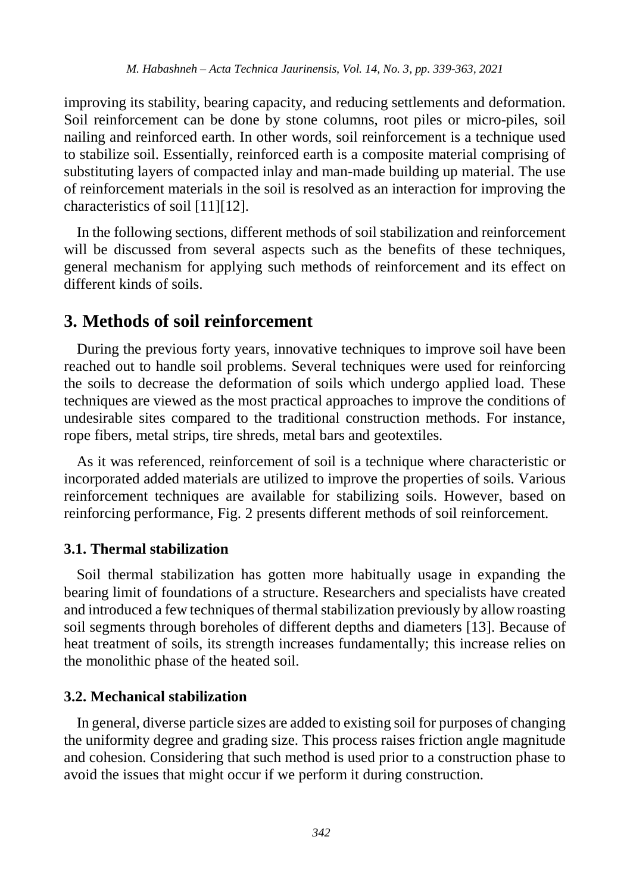improving its stability, bearing capacity, and reducing settlements and deformation. Soil reinforcement can be done by stone columns, root piles or micro-piles, soil nailing and reinforced earth. In other words, soil reinforcement is a technique used to stabilize soil. Essentially, reinforced earth is a composite material comprising of substituting layers of compacted inlay and man-made building up material. The use of reinforcement materials in the soil is resolved as an interaction for improving the characteristics of soil [11][12].

In the following sections, different methods of soil stabilization and reinforcement will be discussed from several aspects such as the benefits of these techniques, general mechanism for applying such methods of reinforcement and its effect on different kinds of soils.

## 3. Methods of soil reinforcement

During the previous forty years, innovative techniques to improve soil have been reached out to handle soil problems. Several techniques were used for reinforcing the soils to decrease the deformation of soils which undergo applied load. These techniques are viewed as the most practical approaches to improve the conditions of undesirable sites compared to the traditional construction methods. For instance, rope fibers, metal strips, tire shreds, metal bars and geotextiles.

As it was referenced, reinforcement of soil is a technique where characteristic or incorporated added materials are utilized to improve the properties of soils. Various reinforcement techniques are available for stabilizing soils. However, based on reinforcing performance, Fig. 2 presents different methods of soil reinforcement.

### 3.1. Thermal stabilization

Soil thermal stabilization has gotten more habitually usage in expanding the bearing limit of foundations of a structure. Researchers and specialists have created and introduced a few techniques of thermal stabilization previously by allow roasting soil segments through boreholes of different depths and diameters [13]. Because of heat treatment of soils, its strength increases fundamentally; this increase relies on the monolithic phase of the heated soil.

### 3.2. Mechanical stabilization

In general, diverse particle sizes are added to existing soil for purposes of changing the uniformity degree and grading size. This process raises friction angle magnitude and cohesion. Considering that such method is used prior to a construction phase to avoid the issues that might occur if we perform it during construction.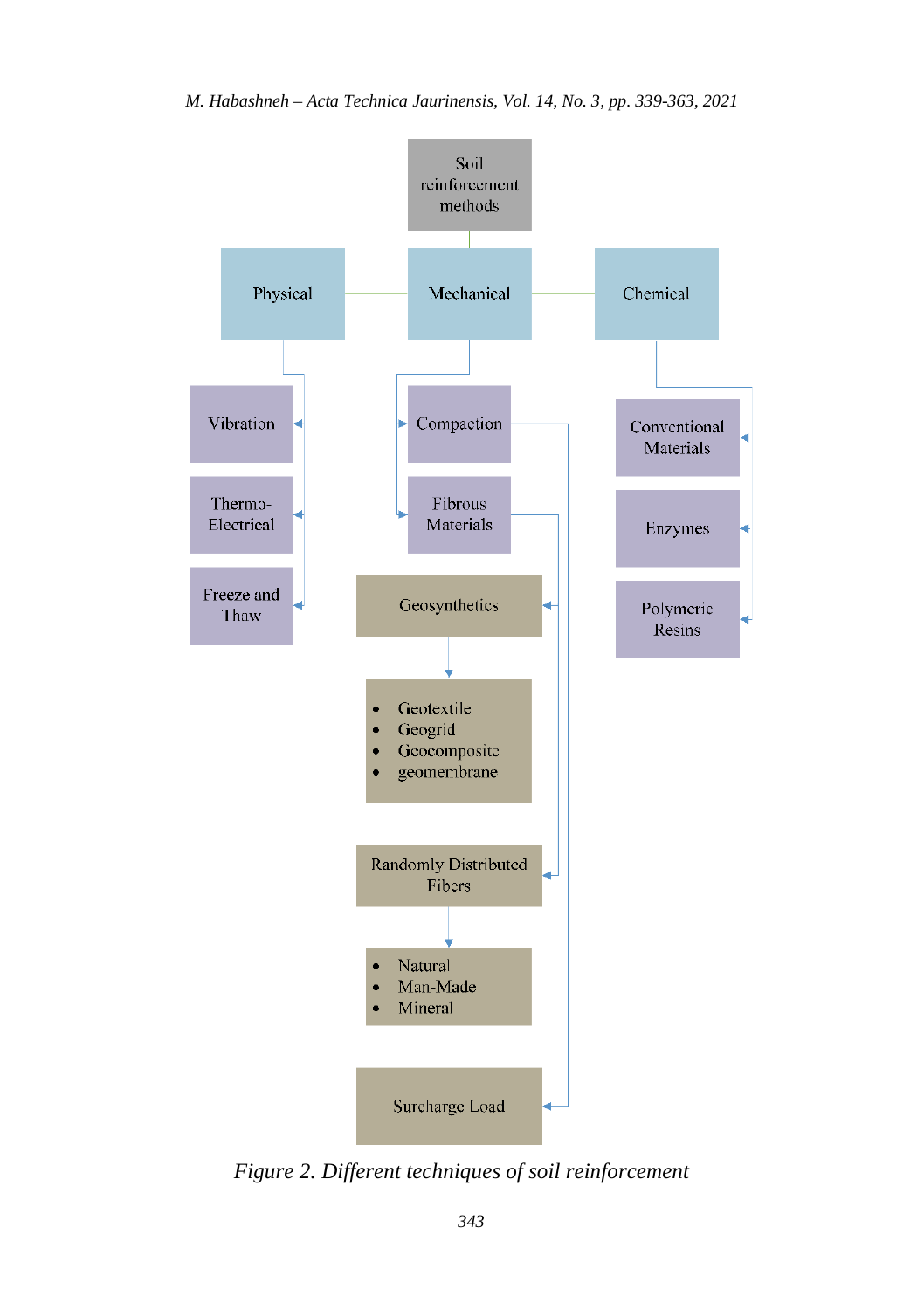- Soil reinforcement methods
  - Physical
    - Vibration
    - Thermo-Electrical
    - Freeze and Thaw
  - Mechanical
    - Compaction
      - Surcharge Load
    - Fibrous Materials
      - Geosynthetics
        - Geotextile
        - Geogrid
        - Geocomposite
        - geomembrane
      - Randomly Distributed Fibers
        - Natural
        - Man-Made
        - Mineral
  - Chemical
    - Conventional Materials
    - Enzymes
    - Polymeric Resins

*Figure 2. Different techniques of soil reinforcement*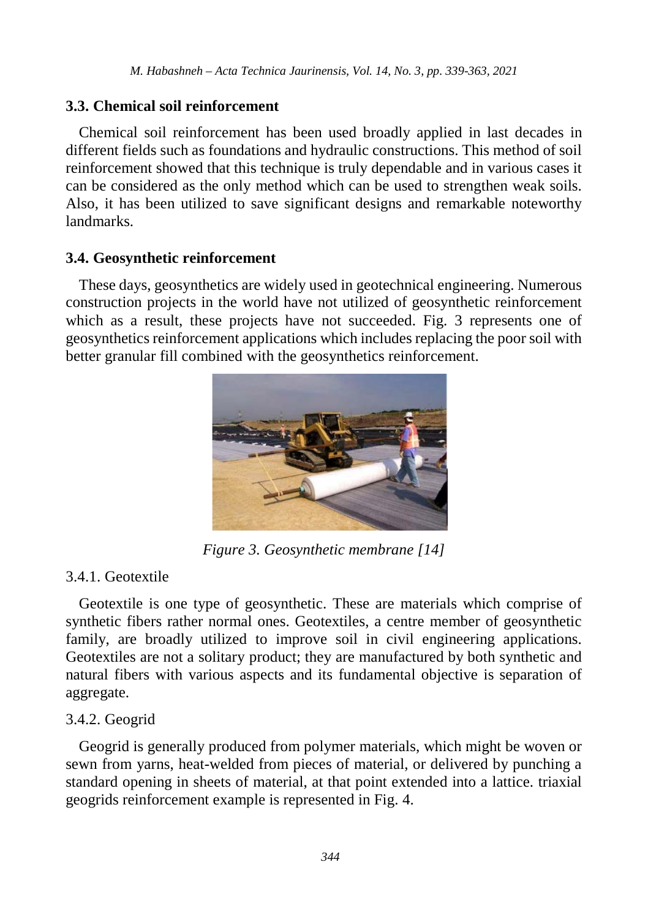### 3.3. Chemical soil reinforcement

Chemical soil reinforcement has been used broadly applied in last decades in different fields such as foundations and hydraulic constructions. This method of soil reinforcement showed that this technique is truly dependable and in various cases it can be considered as the only method which can be used to strengthen weak soils. Also, it has been utilized to save significant designs and remarkable noteworthy landmarks.

### 3.4. Geosynthetic reinforcement

These days, geosynthetics are widely used in geotechnical engineering. Numerous construction projects in the world have not utilized of geosynthetic reinforcement which as a result, these projects have not succeeded. Fig. 3 represents one of geosynthetics reinforcement applications which includes replacing the poor soil with better granular fill combined with the geosynthetics reinforcement.

*Figure 3. Geosynthetic membrane [14]*

#### 3.4.1. Geotextile

Geotextile is one type of geosynthetic. These are materials which comprise of synthetic fibers rather normal ones. Geotextiles, a centre member of geosynthetic family, are broadly utilized to improve soil in civil engineering applications. Geotextiles are not a solitary product; they are manufactured by both synthetic and natural fibers with various aspects and its fundamental objective is separation of aggregate.

#### 3.4.2. Geogrid

Geogrid is generally produced from polymer materials, which might be woven or sewn from yarns, heat-welded from pieces of material, or delivered by punching a standard opening in sheets of material, at that point extended into a lattice. triaxial geogrids reinforcement example is represented in Fig. 4.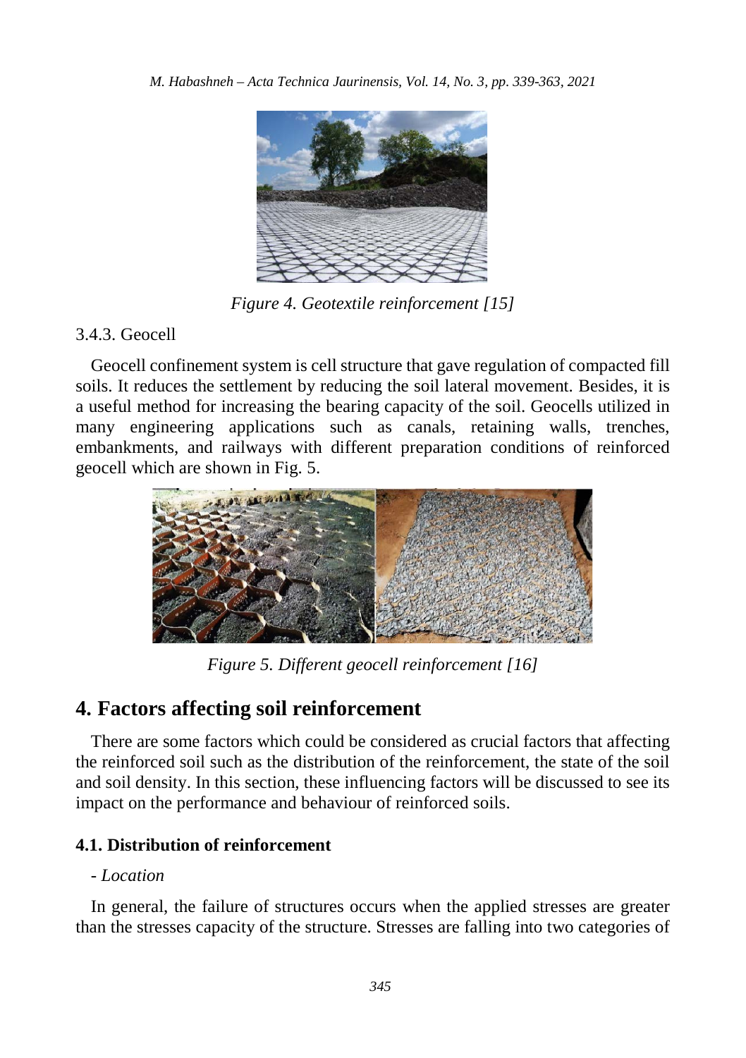Figure 4. Geotextile reinforcement [15]

### 3.4.3. Geocell

Geocell confinement system is cell structure that gave regulation of compacted fill soils. It reduces the settlement by reducing the soil lateral movement. Besides, it is a useful method for increasing the bearing capacity of the soil. Geocells utilized in many engineering applications such as canals, retaining walls, trenches, embankments, and railways with different preparation conditions of reinforced geocell which are shown in Fig. 5.

*Figure 5. Different geocell reinforcement [16]*

## 4. Factors affecting soil reinforcement

There are some factors which could be considered as crucial factors that affecting the reinforced soil such as the distribution of the reinforcement, the state of the soil and soil density. In this section, these influencing factors will be discussed to see its impact on the performance and behaviour of reinforced soils.

### 4.1. Distribution of reinforcement

- *Location*

In general, the failure of structures occurs when the applied stresses are greater than the stresses capacity of the structure. Stresses are falling into two categories of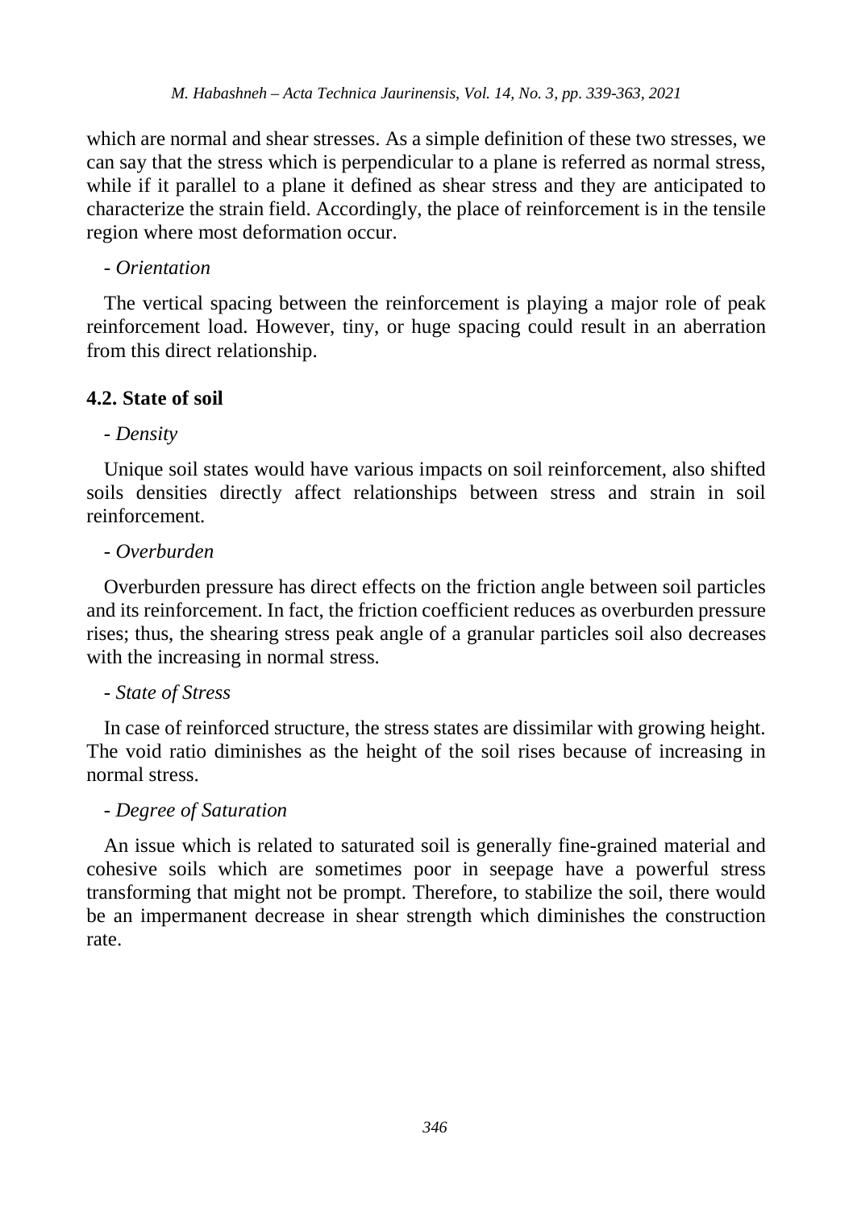which are normal and shear stresses. As a simple definition of these two stresses, we can say that the stress which is perpendicular to a plane is referred as normal stress, while if it parallel to a plane it defined as shear stress and they are anticipated to characterize the strain field. Accordingly, the place of reinforcement is in the tensile region where most deformation occur.

- *Orientation*

The vertical spacing between the reinforcement is playing a major role of peak reinforcement load. However, tiny, or huge spacing could result in an aberration from this direct relationship.

### 4.2. State of soil

- *Density*

Unique soil states would have various impacts on soil reinforcement, also shifted soils densities directly affect relationships between stress and strain in soil reinforcement.

- *Overburden*

Overburden pressure has direct effects on the friction angle between soil particles and its reinforcement. In fact, the friction coefficient reduces as overburden pressure rises; thus, the shearing stress peak angle of a granular particles soil also decreases with the increasing in normal stress.

- *State of Stress*

In case of reinforced structure, the stress states are dissimilar with growing height. The void ratio diminishes as the height of the soil rises because of increasing in normal stress.

- *Degree of Saturation*

An issue which is related to saturated soil is generally fine-grained material and cohesive soils which are sometimes poor in seepage have a powerful stress transforming that might not be prompt. Therefore, to stabilize the soil, there would be an impermanent decrease in shear strength which diminishes the construction rate.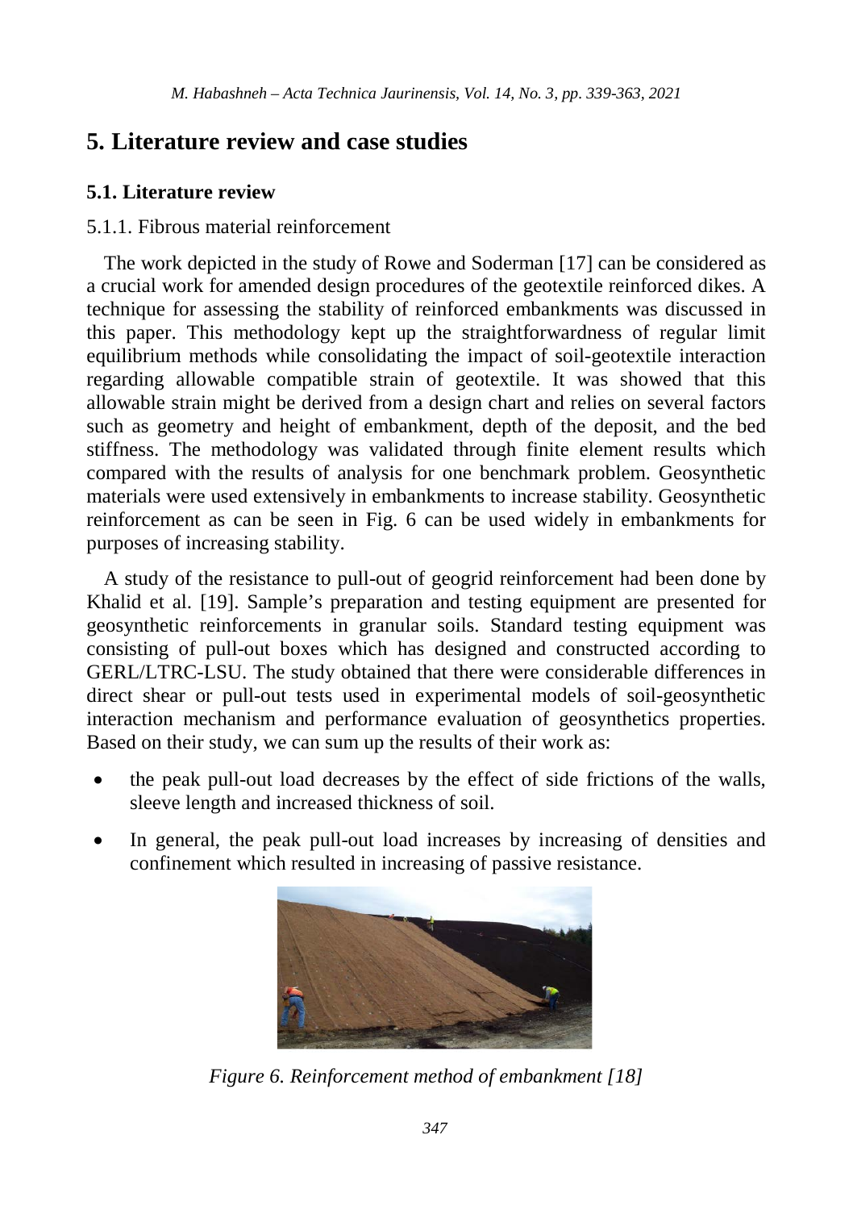# 5. Literature review and case studies

## 5.1. Literature review

### 5.1.1. Fibrous material reinforcement

The work depicted in the study of Rowe and Soderman [17] can be considered as a crucial work for amended design procedures of the geotextile reinforced dikes. A technique for assessing the stability of reinforced embankments was discussed in this paper. This methodology kept up the straightforwardness of regular limit equilibrium methods while consolidating the impact of soil-geotextile interaction regarding allowable compatible strain of geotextile. It was showed that this allowable strain might be derived from a design chart and relies on several factors such as geometry and height of embankment, depth of the deposit, and the bed stiffness. The methodology was validated through finite element results which compared with the results of analysis for one benchmark problem. Geosynthetic materials were used extensively in embankments to increase stability. Geosynthetic reinforcement as can be seen in Fig. 6 can be used widely in embankments for purposes of increasing stability.

A study of the resistance to pull-out of geogrid reinforcement had been done by Khalid et al. [19]. Sample's preparation and testing equipment are presented for geosynthetic reinforcements in granular soils. Standard testing equipment was consisting of pull-out boxes which has designed and constructed according to GERL/LTRC-LSU. The study obtained that there were considerable differences in direct shear or pull-out tests used in experimental models of soil-geosynthetic interaction mechanism and performance evaluation of geosynthetics properties. Based on their study, we can sum up the results of their work as:

- the peak pull-out load decreases by the effect of side frictions of the walls, sleeve length and increased thickness of soil.
- In general, the peak pull-out load increases by increasing of densities and confinement which resulted in increasing of passive resistance.

*Figure 6. Reinforcement method of embankment [18]*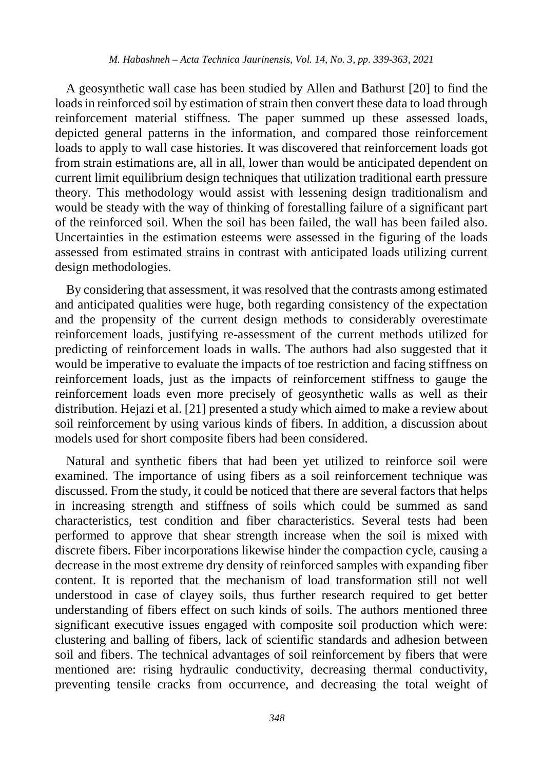A geosynthetic wall case has been studied by Allen and Bathurst [20] to find the loads in reinforced soil by estimation of strain then convert these data to load through reinforcement material stiffness. The paper summed up these assessed loads, depicted general patterns in the information, and compared those reinforcement loads to apply to wall case histories. It was discovered that reinforcement loads got from strain estimations are, all in all, lower than would be anticipated dependent on current limit equilibrium design techniques that utilization traditional earth pressure theory. This methodology would assist with lessening design traditionalism and would be steady with the way of thinking of forestalling failure of a significant part of the reinforced soil. When the soil has been failed, the wall has been failed also. Uncertainties in the estimation esteems were assessed in the figuring of the loads assessed from estimated strains in contrast with anticipated loads utilizing current design methodologies.

By considering that assessment, it was resolved that the contrasts among estimated and anticipated qualities were huge, both regarding consistency of the expectation and the propensity of the current design methods to considerably overestimate reinforcement loads, justifying re-assessment of the current methods utilized for predicting of reinforcement loads in walls. The authors had also suggested that it would be imperative to evaluate the impacts of toe restriction and facing stiffness on reinforcement loads, just as the impacts of reinforcement stiffness to gauge the reinforcement loads even more precisely of geosynthetic walls as well as their distribution. Hejazi et al. [21] presented a study which aimed to make a review about soil reinforcement by using various kinds of fibers. In addition, a discussion about models used for short composite fibers had been considered.

Natural and synthetic fibers that had been yet utilized to reinforce soil were examined. The importance of using fibers as a soil reinforcement technique was discussed. From the study, it could be noticed that there are several factors that helps in increasing strength and stiffness of soils which could be summed as sand characteristics, test condition and fiber characteristics. Several tests had been performed to approve that shear strength increase when the soil is mixed with discrete fibers. Fiber incorporations likewise hinder the compaction cycle, causing a decrease in the most extreme dry density of reinforced samples with expanding fiber content. It is reported that the mechanism of load transformation still not well understood in case of clayey soils, thus further research required to get better understanding of fibers effect on such kinds of soils. The authors mentioned three significant executive issues engaged with composite soil production which were: clustering and balling of fibers, lack of scientific standards and adhesion between soil and fibers. The technical advantages of soil reinforcement by fibers that were mentioned are: rising hydraulic conductivity, decreasing thermal conductivity, preventing tensile cracks from occurrence, and decreasing the total weight of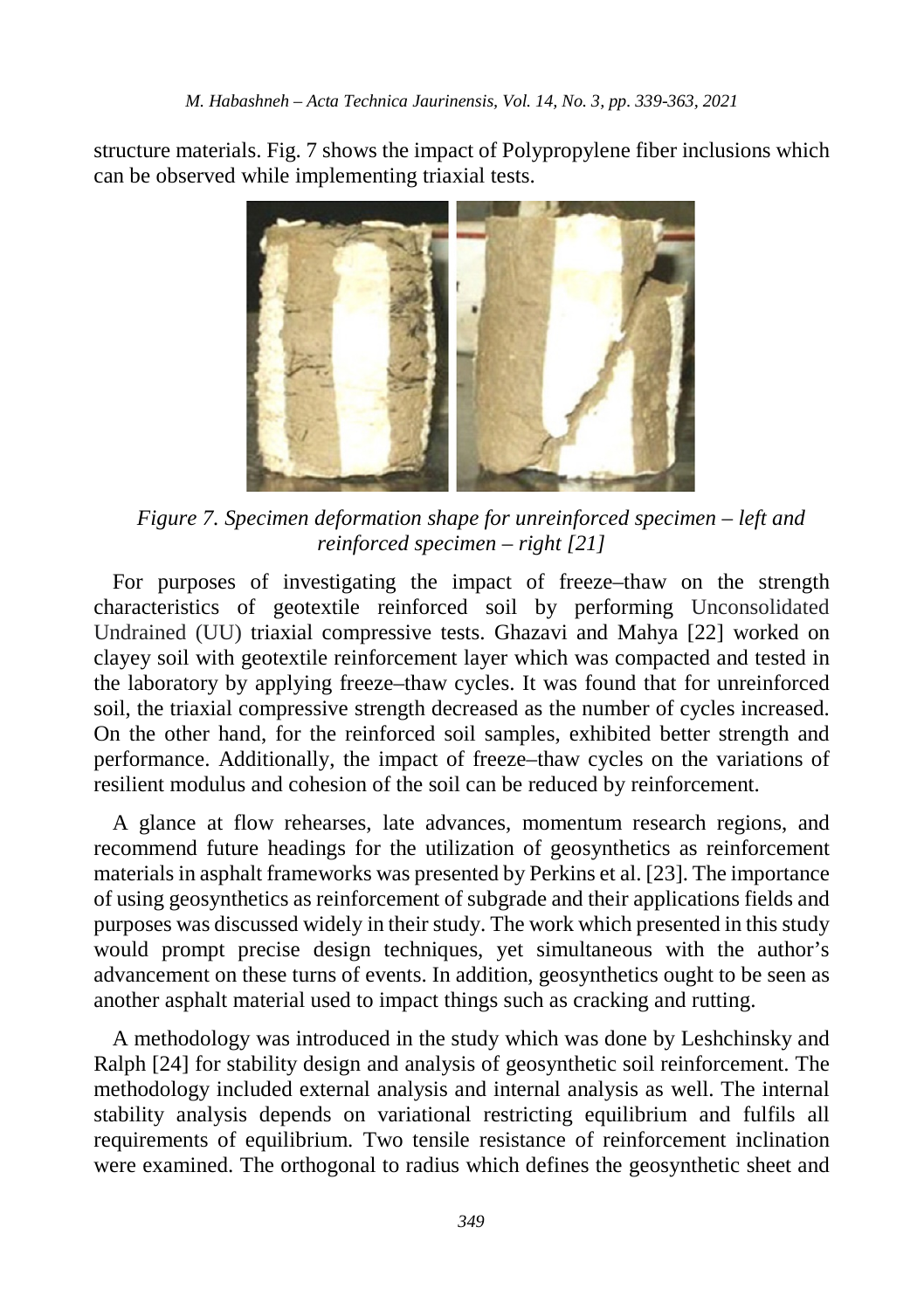structure materials. Fig. 7 shows the impact of Polypropylene fiber inclusions which can be observed while implementing triaxial tests.

*Figure 7. Specimen deformation shape for unreinforced specimen – left and reinforced specimen – right [21]*

For purposes of investigating the impact of freeze–thaw on the strength characteristics of geotextile reinforced soil by performing Unconsolidated Undrained (UU) triaxial compressive tests. Ghazavi and Mahya [22] worked on clayey soil with geotextile reinforcement layer which was compacted and tested in the laboratory by applying freeze–thaw cycles. It was found that for unreinforced soil, the triaxial compressive strength decreased as the number of cycles increased. On the other hand, for the reinforced soil samples, exhibited better strength and performance. Additionally, the impact of freeze–thaw cycles on the variations of resilient modulus and cohesion of the soil can be reduced by reinforcement.

A glance at flow rehearses, late advances, momentum research regions, and recommend future headings for the utilization of geosynthetics as reinforcement materials in asphalt frameworks was presented by Perkins et al. [23]. The importance of using geosynthetics as reinforcement of subgrade and their applications fields and purposes was discussed widely in their study. The work which presented in this study would prompt precise design techniques, yet simultaneous with the author's advancement on these turns of events. In addition, geosynthetics ought to be seen as another asphalt material used to impact things such as cracking and rutting.

A methodology was introduced in the study which was done by Leshchinsky and Ralph [24] for stability design and analysis of geosynthetic soil reinforcement. The methodology included external analysis and internal analysis as well. The internal stability analysis depends on variational restricting equilibrium and fulfils all requirements of equilibrium. Two tensile resistance of reinforcement inclination were examined. The orthogonal to radius which defines the geosynthetic sheet and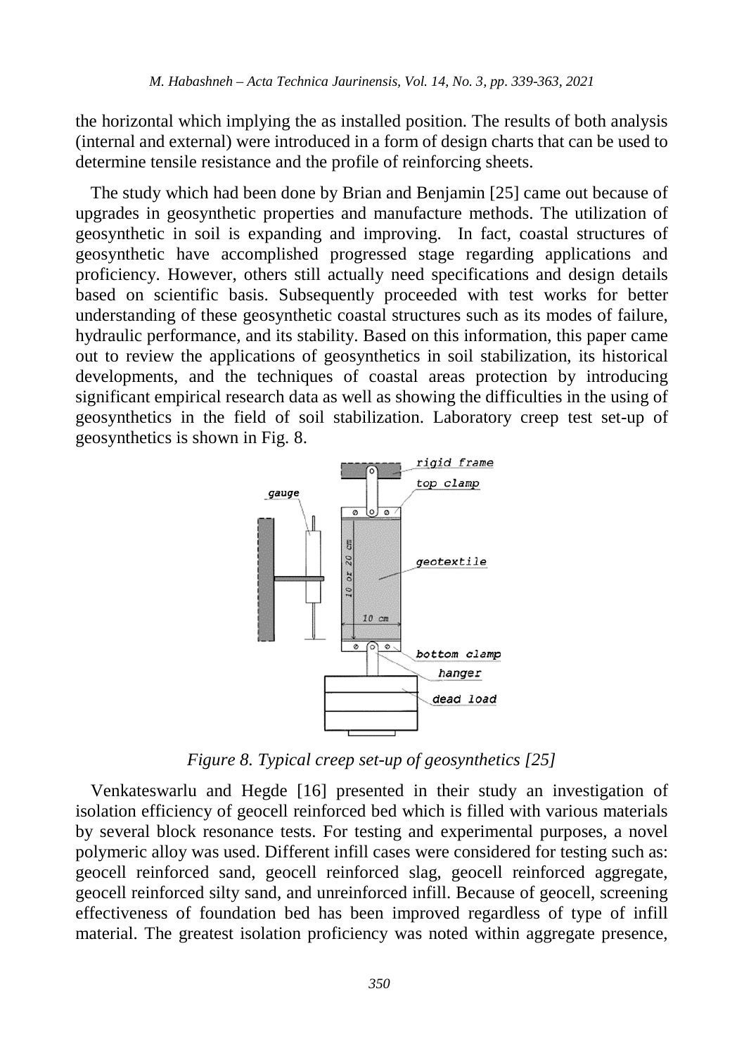the horizontal which implying the as installed position. The results of both analysis (internal and external) were introduced in a form of design charts that can be used to determine tensile resistance and the profile of reinforcing sheets.

The study which had been done by Brian and Benjamin [25] came out because of upgrades in geosynthetic properties and manufacture methods. The utilization of geosynthetic in soil is expanding and improving. In fact, coastal structures of geosynthetic have accomplished progressed stage regarding applications and proficiency. However, others still actually need specifications and design details based on scientific basis. Subsequently proceeded with test works for better understanding of these geosynthetic coastal structures such as its modes of failure, hydraulic performance, and its stability. Based on this information, this paper came out to review the applications of geosynthetics in soil stabilization, its historical developments, and the techniques of coastal areas protection by introducing significant empirical research data as well as showing the difficulties in the using of geosynthetics in the field of soil stabilization. Laboratory creep test set-up of geosynthetics is shown in Fig. 8.

*Figure 8. Typical creep set-up of geosynthetics [25]*

Venkateswarlu and Hegde [16] presented in their study an investigation of isolation efficiency of geocell reinforced bed which is filled with various materials by several block resonance tests. For testing and experimental purposes, a novel polymeric alloy was used. Different infill cases were considered for testing such as: geocell reinforced sand, geocell reinforced slag, geocell reinforced aggregate, geocell reinforced silty sand, and unreinforced infill. Because of geocell, screening effectiveness of foundation bed has been improved regardless of type of infill material. The greatest isolation proficiency was noted within aggregate presence,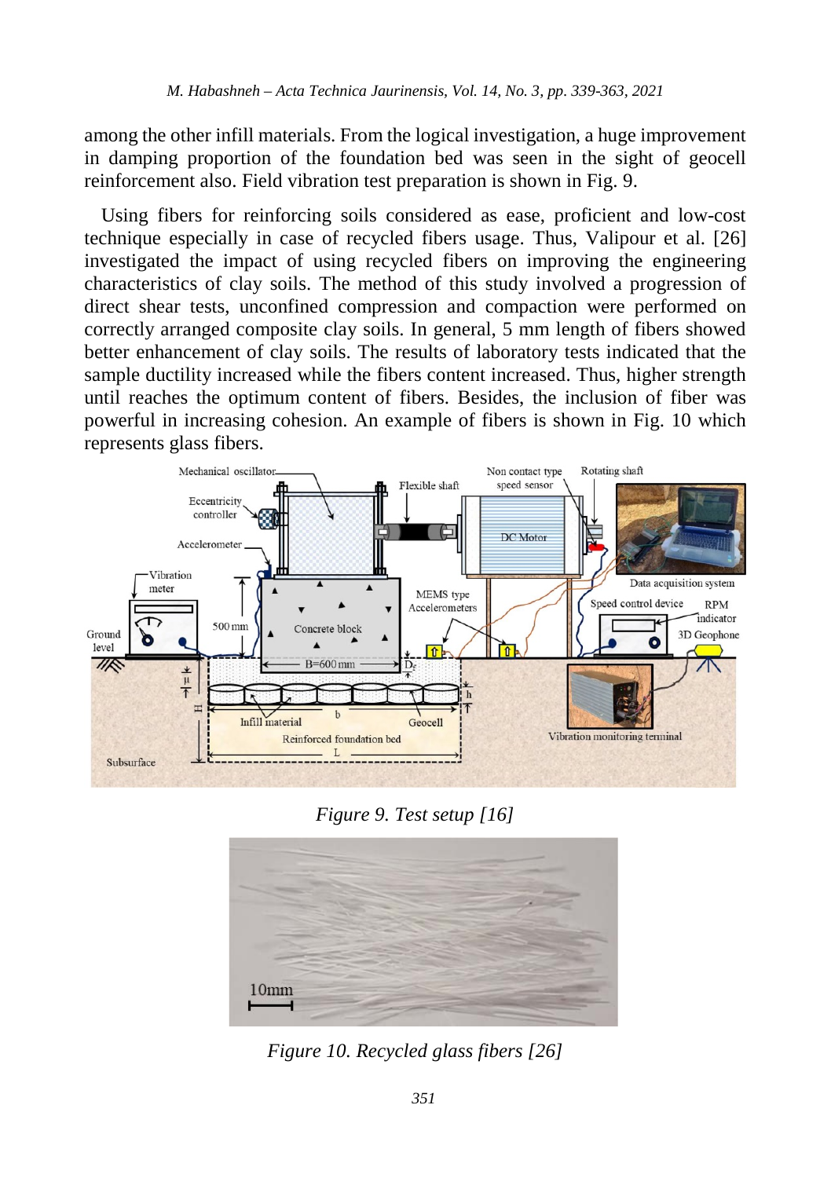among the other infill materials. From the logical investigation, a huge improvement in damping proportion of the foundation bed was seen in the sight of geocell reinforcement also. Field vibration test preparation is shown in Fig. 9.

Using fibers for reinforcing soils considered as ease, proficient and low-cost technique especially in case of recycled fibers usage. Thus, Valipour et al. [26] investigated the impact of using recycled fibers on improving the engineering characteristics of clay soils. The method of this study involved a progression of direct shear tests, unconfined compression and compaction were performed on correctly arranged composite clay soils. In general, 5 mm length of fibers showed better enhancement of clay soils. The results of laboratory tests indicated that the sample ductility increased while the fibers content increased. Thus, higher strength until reaches the optimum content of fibers. Besides, the inclusion of fiber was powerful in increasing cohesion. An example of fibers is shown in Fig. 10 which represents glass fibers.

*Figure 9. Test setup [16]*

*Figure 10. Recycled glass fibers [26]*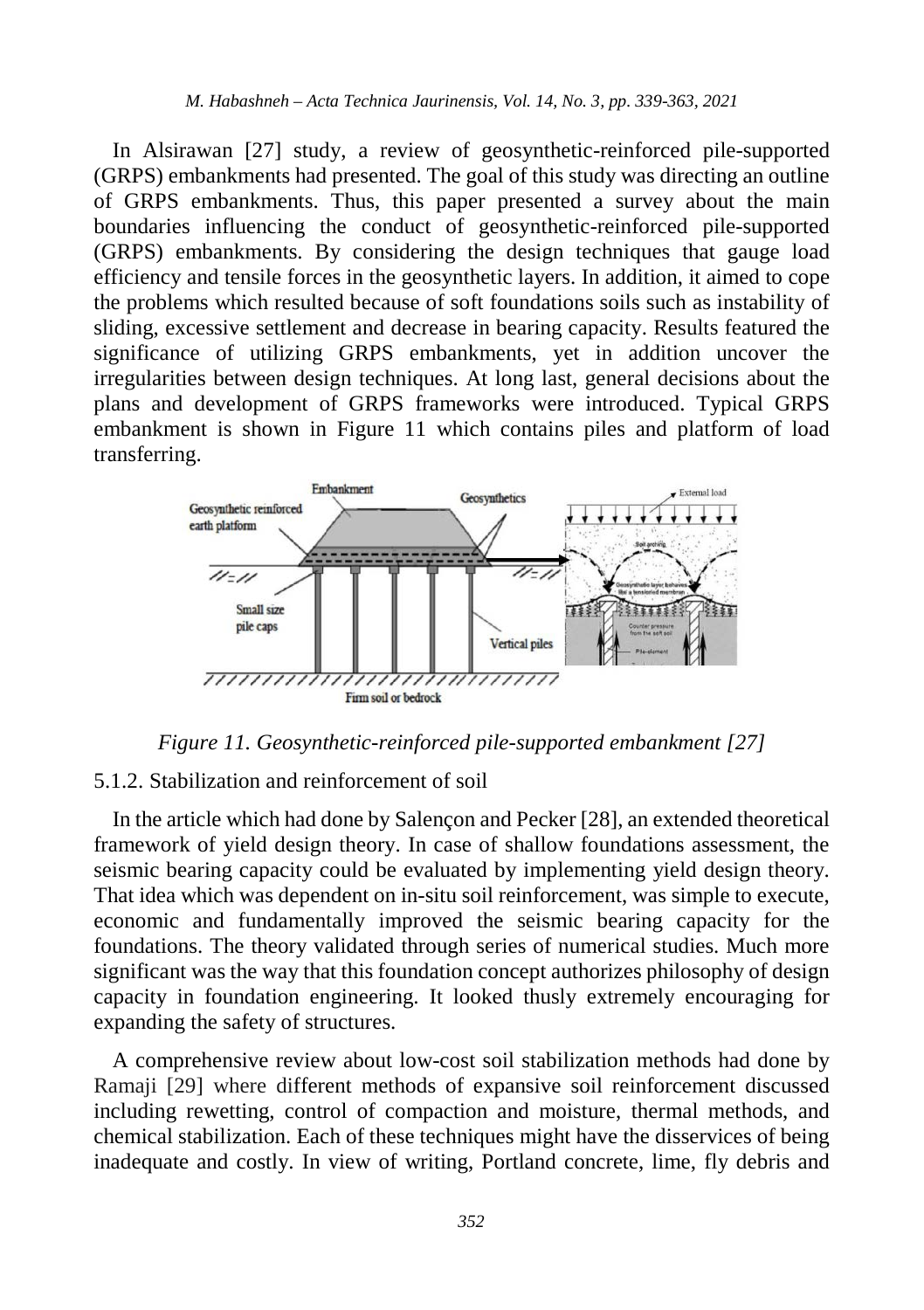In Alsirawan [27] study, a review of geosynthetic-reinforced pile-supported (GRPS) embankments had presented. The goal of this study was directing an outline of GRPS embankments. Thus, this paper presented a survey about the main boundaries influencing the conduct of geosynthetic-reinforced pile-supported (GRPS) embankments. By considering the design techniques that gauge load efficiency and tensile forces in the geosynthetic layers. In addition, it aimed to cope the problems which resulted because of soft foundations soils such as instability of sliding, excessive settlement and decrease in bearing capacity. Results featured the significance of utilizing GRPS embankments, yet in addition uncover the irregularities between design techniques. At long last, general decisions about the plans and development of GRPS frameworks were introduced. Typical GRPS embankment is shown in Figure 11 which contains piles and platform of load transferring.

*Figure 11. Geosynthetic-reinforced pile-supported embankment [27]*

### 5.1.2. Stabilization and reinforcement of soil

In the article which had done by Salençon and Pecker [28], an extended theoretical framework of yield design theory. In case of shallow foundations assessment, the seismic bearing capacity could be evaluated by implementing yield design theory. That idea which was dependent on in-situ soil reinforcement, was simple to execute, economic and fundamentally improved the seismic bearing capacity for the foundations. The theory validated through series of numerical studies. Much more significant was the way that this foundation concept authorizes philosophy of design capacity in foundation engineering. It looked thusly extremely encouraging for expanding the safety of structures.

A comprehensive review about low-cost soil stabilization methods had done by Ramaji [29] where different methods of expansive soil reinforcement discussed including rewetting, control of compaction and moisture, thermal methods, and chemical stabilization. Each of these techniques might have the disservices of being inadequate and costly. In view of writing, Portland concrete, lime, fly debris and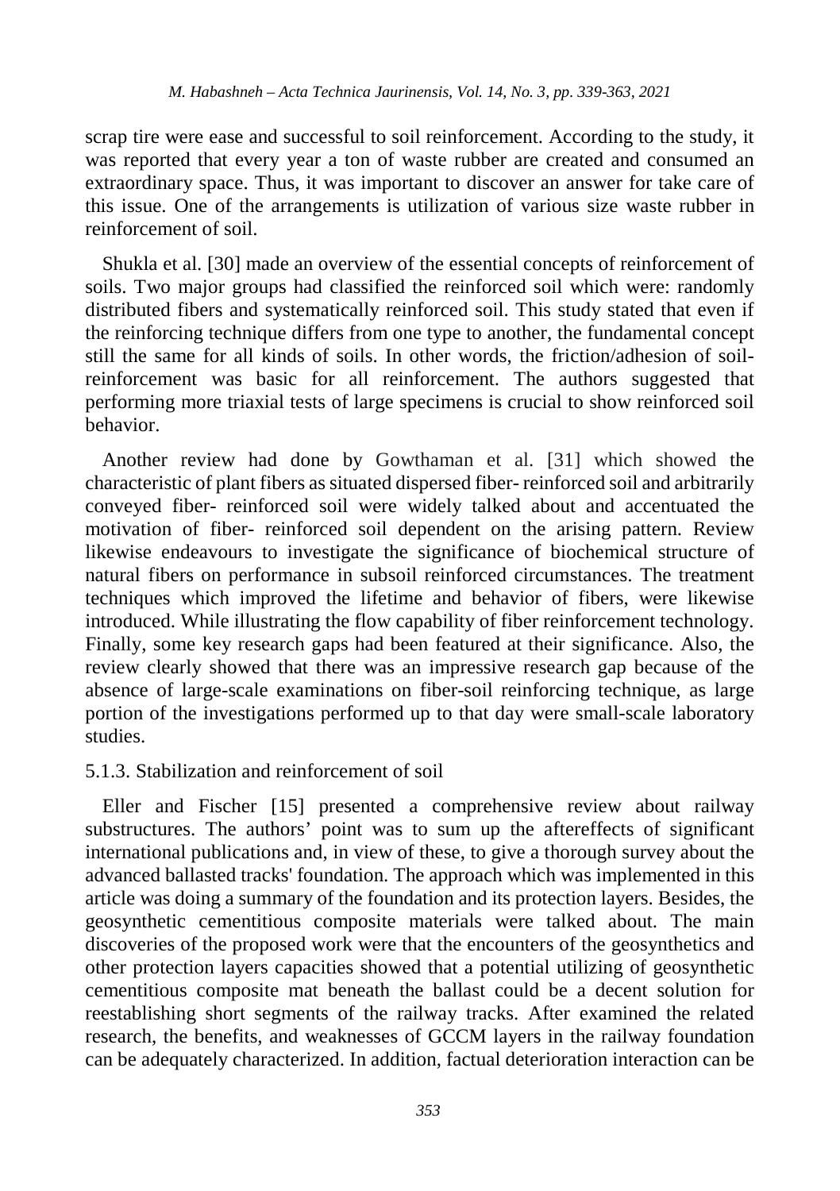scrap tire were ease and successful to soil reinforcement. According to the study, it was reported that every year a ton of waste rubber are created and consumed an extraordinary space. Thus, it was important to discover an answer for take care of this issue. One of the arrangements is utilization of various size waste rubber in reinforcement of soil.

Shukla et al. [30] made an overview of the essential concepts of reinforcement of soils. Two major groups had classified the reinforced soil which were: randomly distributed fibers and systematically reinforced soil. This study stated that even if the reinforcing technique differs from one type to another, the fundamental concept still the same for all kinds of soils. In other words, the friction/adhesion of soil-reinforcement was basic for all reinforcement. The authors suggested that performing more triaxial tests of large specimens is crucial to show reinforced soil behavior.

Another review had done by Gowthaman et al. [31] which showed the characteristic of plant fibers as situated dispersed fiber- reinforced soil and arbitrarily conveyed fiber- reinforced soil were widely talked about and accentuated the motivation of fiber- reinforced soil dependent on the arising pattern. Review likewise endeavours to investigate the significance of biochemical structure of natural fibers on performance in subsoil reinforced circumstances. The treatment techniques which improved the lifetime and behavior of fibers, were likewise introduced. While illustrating the flow capability of fiber reinforcement technology. Finally, some key research gaps had been featured at their significance. Also, the review clearly showed that there was an impressive research gap because of the absence of large-scale examinations on fiber-soil reinforcing technique, as large portion of the investigations performed up to that day were small-scale laboratory studies.

#### 5.1.3. Stabilization and reinforcement of soil

Eller and Fischer [15] presented a comprehensive review about railway substructures. The authors' point was to sum up the aftereffects of significant international publications and, in view of these, to give a thorough survey about the advanced ballasted tracks' foundation. The approach which was implemented in this article was doing a summary of the foundation and its protection layers. Besides, the geosynthetic cementitious composite materials were talked about. The main discoveries of the proposed work were that the encounters of the geosynthetics and other protection layers capacities showed that a potential utilizing of geosynthetic cementitious composite mat beneath the ballast could be a decent solution for reestablishing short segments of the railway tracks. After examined the related research, the benefits, and weaknesses of GCCM layers in the railway foundation can be adequately characterized. In addition, factual deterioration interaction can be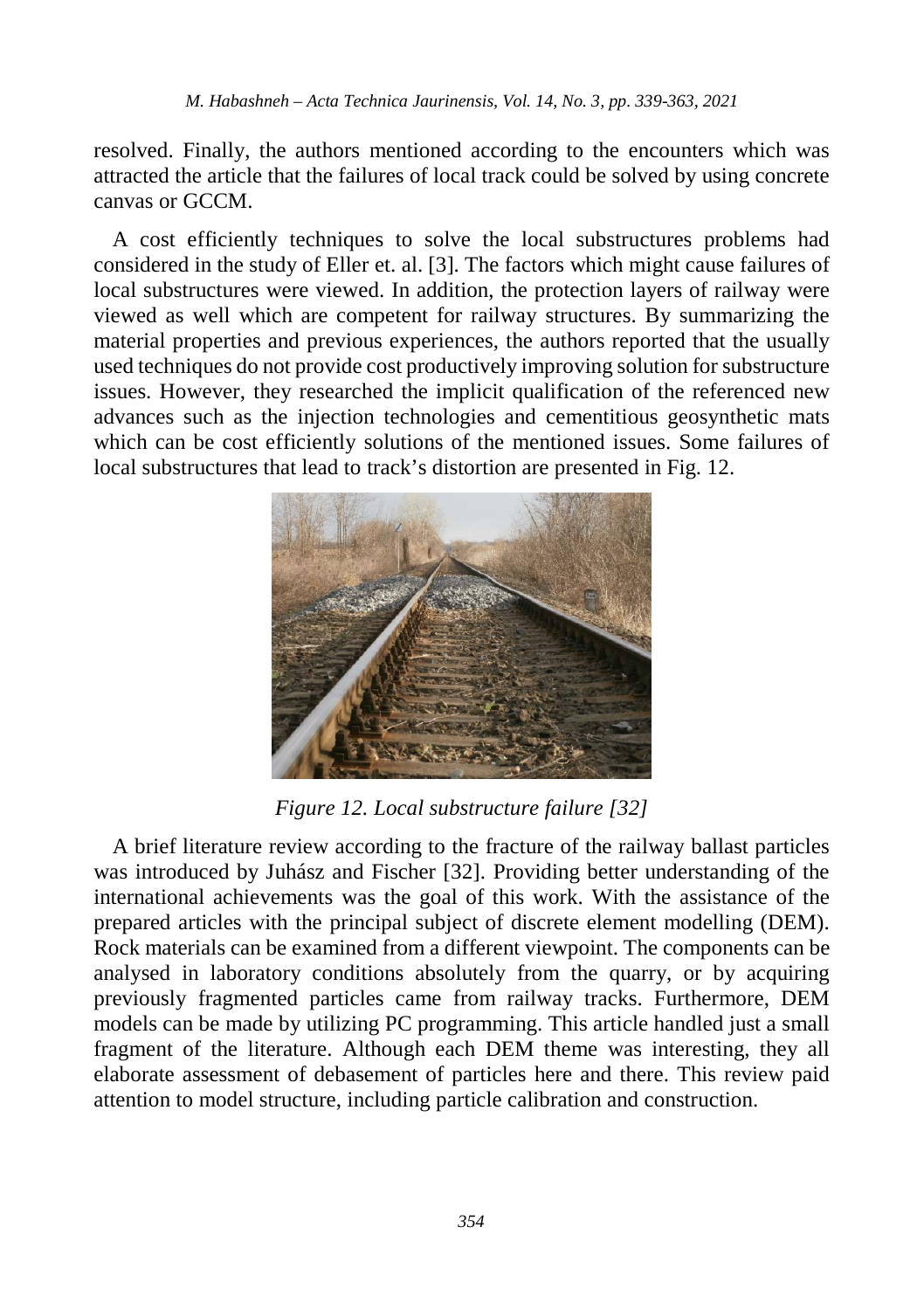resolved. Finally, the authors mentioned according to the encounters which was attracted the article that the failures of local track could be solved by using concrete canvas or GCCM.

A cost efficiently techniques to solve the local substructures problems had considered in the study of Eller et. al. [3]. The factors which might cause failures of local substructures were viewed. In addition, the protection layers of railway were viewed as well which are competent for railway structures. By summarizing the material properties and previous experiences, the authors reported that the usually used techniques do not provide cost productively improving solution for substructure issues. However, they researched the implicit qualification of the referenced new advances such as the injection technologies and cementitious geosynthetic mats which can be cost efficiently solutions of the mentioned issues. Some failures of local substructures that lead to track's distortion are presented in Fig. 12.

*Figure 12. Local substructure failure [32]*

A brief literature review according to the fracture of the railway ballast particles was introduced by Juhász and Fischer [32]. Providing better understanding of the international achievements was the goal of this work. With the assistance of the prepared articles with the principal subject of discrete element modelling (DEM). Rock materials can be examined from a different viewpoint. The components can be analysed in laboratory conditions absolutely from the quarry, or by acquiring previously fragmented particles came from railway tracks. Furthermore, DEM models can be made by utilizing PC programming. This article handled just a small fragment of the literature. Although each DEM theme was interesting, they all elaborate assessment of debasement of particles here and there. This review paid attention to model structure, including particle calibration and construction.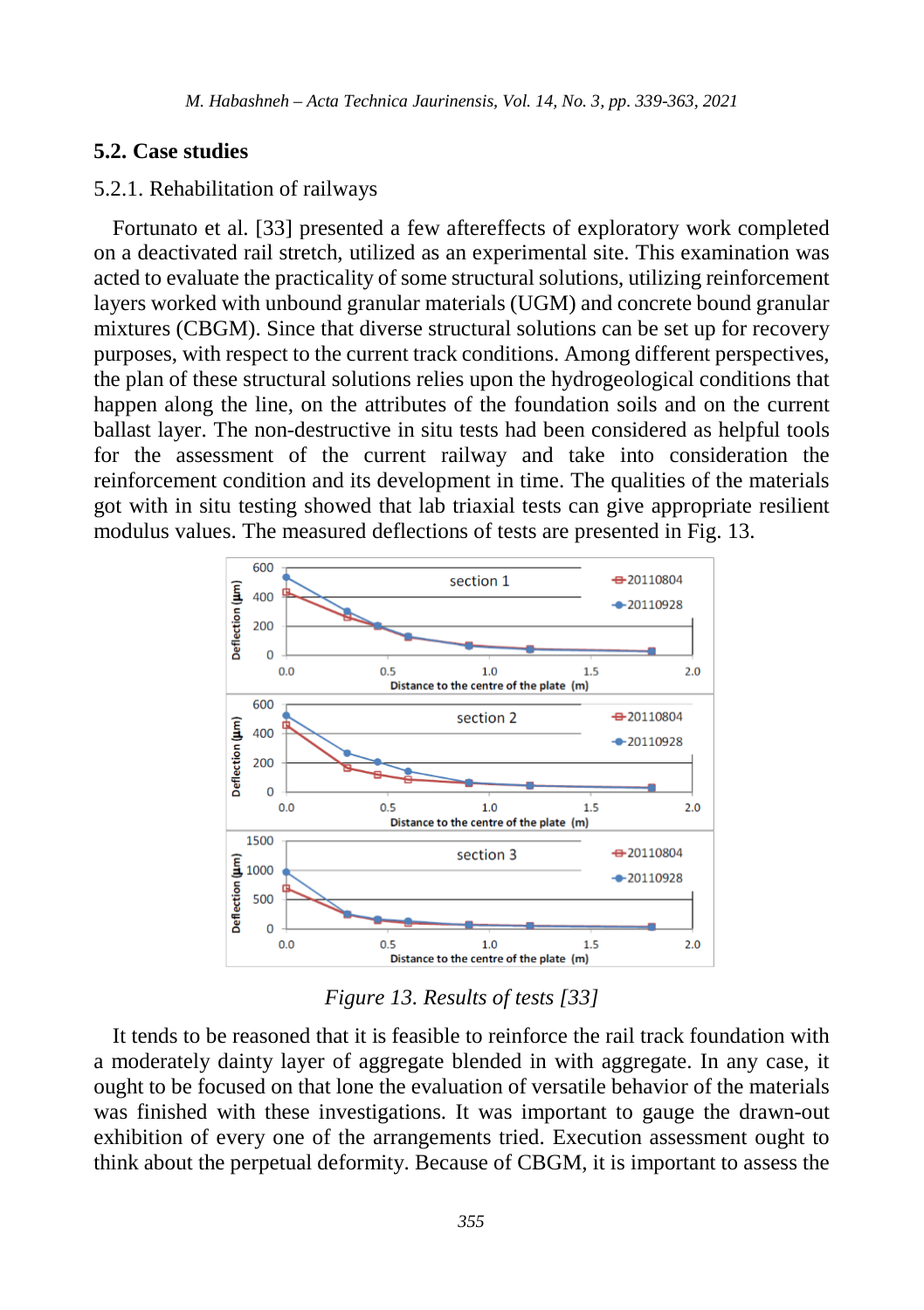## 5.2. Case studies

### 5.2.1. Rehabilitation of railways

Fortunato et al. [33] presented a few aftereffects of exploratory work completed on a deactivated rail stretch, utilized as an experimental site. This examination was acted to evaluate the practicality of some structural solutions, utilizing reinforcement layers worked with unbound granular materials (UGM) and concrete bound granular mixtures (CBGM). Since that diverse structural solutions can be set up for recovery purposes, with respect to the current track conditions. Among different perspectives, the plan of these structural solutions relies upon the hydrogeological conditions that happen along the line, on the attributes of the foundation soils and on the current ballast layer. The non-destructive in situ tests had been considered as helpful tools for the assessment of the current railway and take into consideration the reinforcement condition and its development in time. The qualities of the materials got with in situ testing showed that lab triaxial tests can give appropriate resilient modulus values. The measured deflections of tests are presented in Fig. 13.

*Figure 13. Results of tests [33]*

It tends to be reasoned that it is feasible to reinforce the rail track foundation with a moderately dainty layer of aggregate blended in with aggregate. In any case, it ought to be focused on that lone the evaluation of versatile behavior of the materials was finished with these investigations. It was important to gauge the drawn-out exhibition of every one of the arrangements tried. Execution assessment ought to think about the perpetual deformity. Because of CBGM, it is important to assess the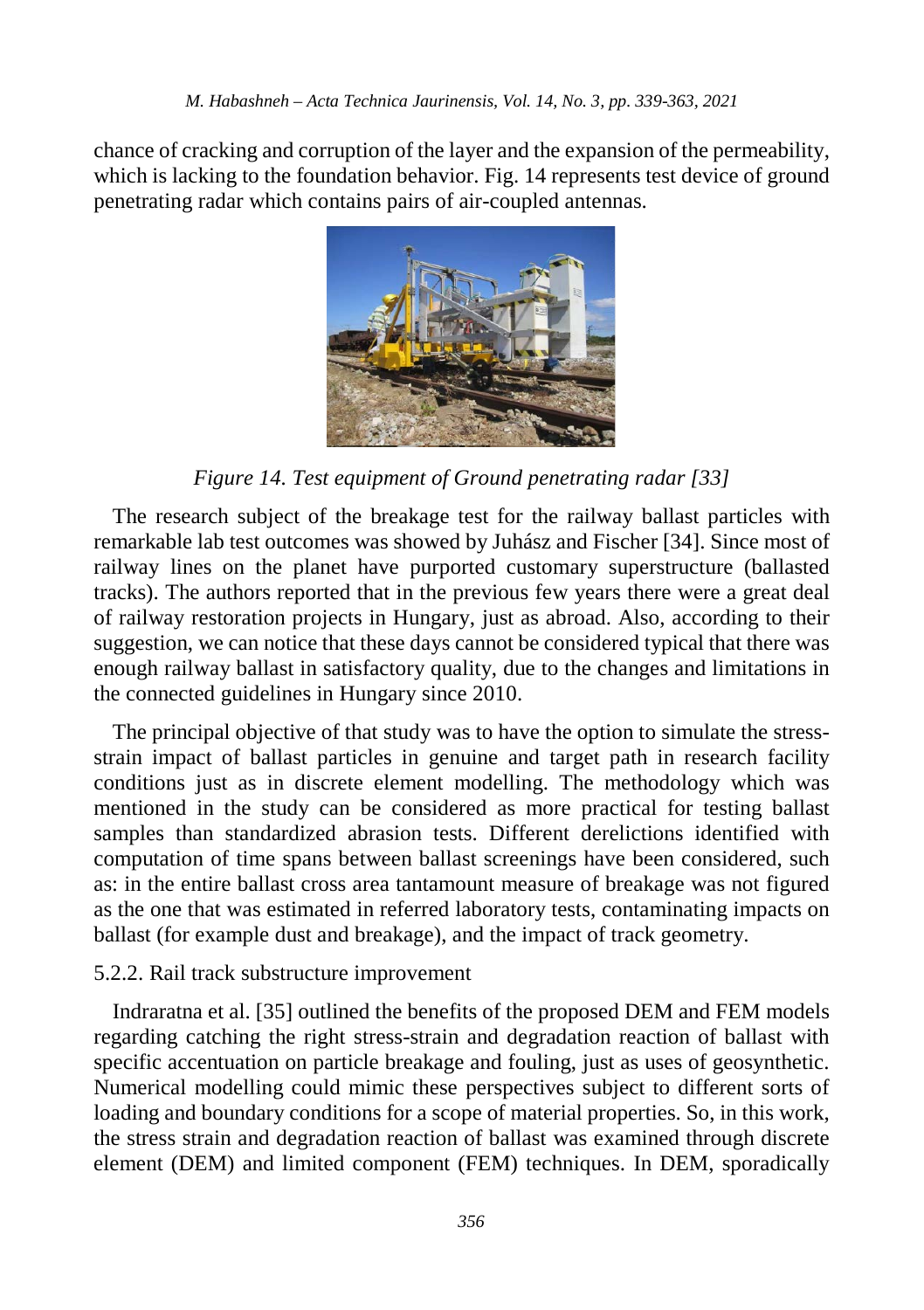chance of cracking and corruption of the layer and the expansion of the permeability, which is lacking to the foundation behavior. Fig. 14 represents test device of ground penetrating radar which contains pairs of air-coupled antennas.

*Figure 14. Test equipment of Ground penetrating radar [33]*

The research subject of the breakage test for the railway ballast particles with remarkable lab test outcomes was showed by Juhász and Fischer [34]. Since most of railway lines on the planet have purported customary superstructure (ballasted tracks). The authors reported that in the previous few years there were a great deal of railway restoration projects in Hungary, just as abroad. Also, according to their suggestion, we can notice that these days cannot be considered typical that there was enough railway ballast in satisfactory quality, due to the changes and limitations in the connected guidelines in Hungary since 2010.

The principal objective of that study was to have the option to simulate the stress-strain impact of ballast particles in genuine and target path in research facility conditions just as in discrete element modelling. The methodology which was mentioned in the study can be considered as more practical for testing ballast samples than standardized abrasion tests. Different derelictions identified with computation of time spans between ballast screenings have been considered, such as: in the entire ballast cross area tantamount measure of breakage was not figured as the one that was estimated in referred laboratory tests, contaminating impacts on ballast (for example dust and breakage), and the impact of track geometry.

5.2.2. Rail track substructure improvement

Indraratna et al. [35] outlined the benefits of the proposed DEM and FEM models regarding catching the right stress-strain and degradation reaction of ballast with specific accentuation on particle breakage and fouling, just as uses of geosynthetic. Numerical modelling could mimic these perspectives subject to different sorts of loading and boundary conditions for a scope of material properties. So, in this work, the stress strain and degradation reaction of ballast was examined through discrete element (DEM) and limited component (FEM) techniques. In DEM, sporadically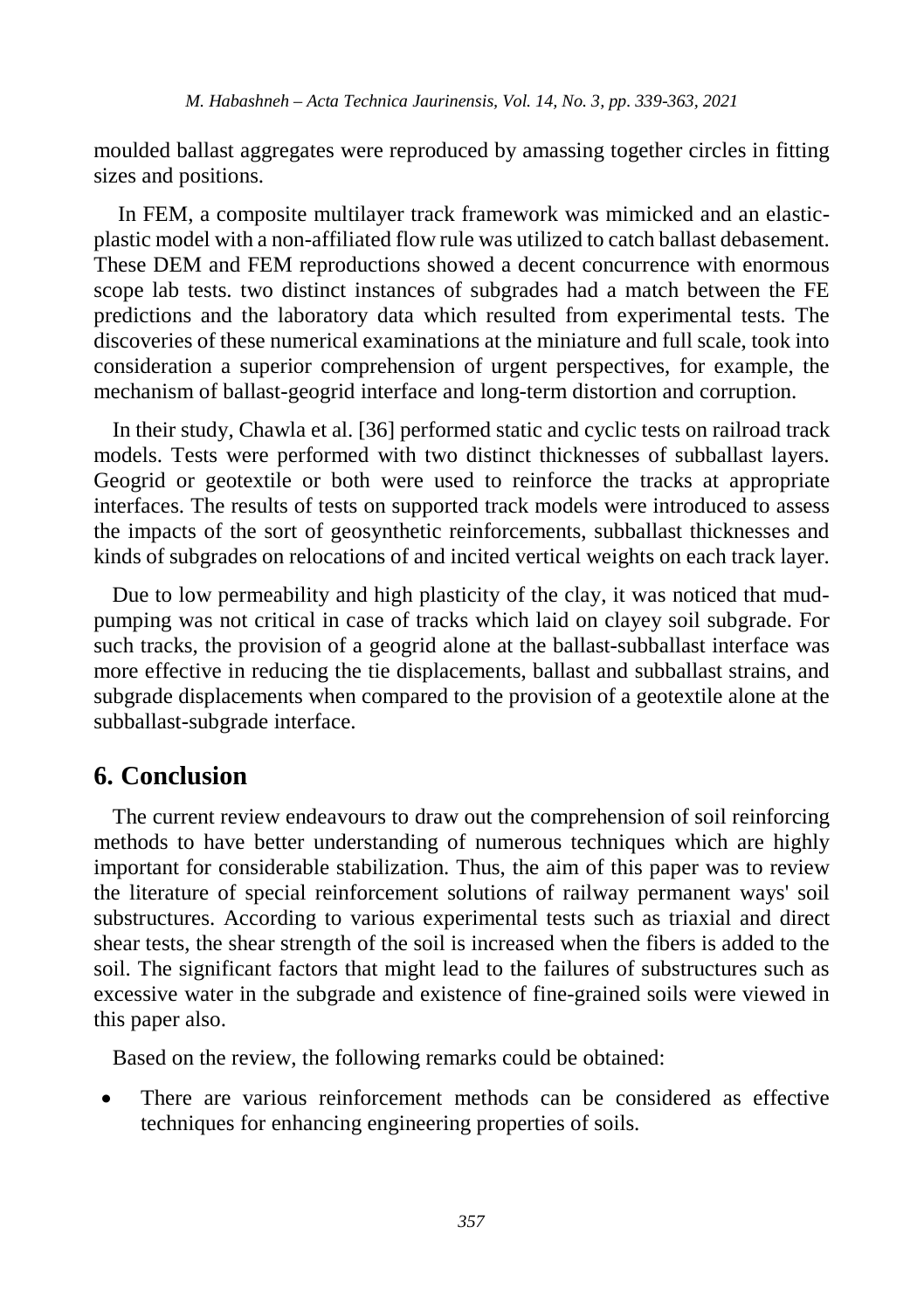moulded ballast aggregates were reproduced by amassing together circles in fitting sizes and positions.

In FEM, a composite multilayer track framework was mimicked and an elastic-plastic model with a non-affiliated flow rule was utilized to catch ballast debasement. These DEM and FEM reproductions showed a decent concurrence with enormous scope lab tests. two distinct instances of subgrades had a match between the FE predictions and the laboratory data which resulted from experimental tests. The discoveries of these numerical examinations at the miniature and full scale, took into consideration a superior comprehension of urgent perspectives, for example, the mechanism of ballast-geogrid interface and long-term distortion and corruption.

In their study, Chawla et al. [36] performed static and cyclic tests on railroad track models. Tests were performed with two distinct thicknesses of subballast layers. Geogrid or geotextile or both were used to reinforce the tracks at appropriate interfaces. The results of tests on supported track models were introduced to assess the impacts of the sort of geosynthetic reinforcements, subballast thicknesses and kinds of subgrades on relocations of and incited vertical weights on each track layer.

Due to low permeability and high plasticity of the clay, it was noticed that mud-pumping was not critical in case of tracks which laid on clayey soil subgrade. For such tracks, the provision of a geogrid alone at the ballast-subballast interface was more effective in reducing the tie displacements, ballast and subballast strains, and subgrade displacements when compared to the provision of a geotextile alone at the subballast-subgrade interface.

## 6. Conclusion

The current review endeavours to draw out the comprehension of soil reinforcing methods to have better understanding of numerous techniques which are highly important for considerable stabilization. Thus, the aim of this paper was to review the literature of special reinforcement solutions of railway permanent ways' soil substructures. According to various experimental tests such as triaxial and direct shear tests, the shear strength of the soil is increased when the fibers is added to the soil. The significant factors that might lead to the failures of substructures such as excessive water in the subgrade and existence of fine-grained soils were viewed in this paper also.

Based on the review, the following remarks could be obtained:

- There are various reinforcement methods can be considered as effective techniques for enhancing engineering properties of soils.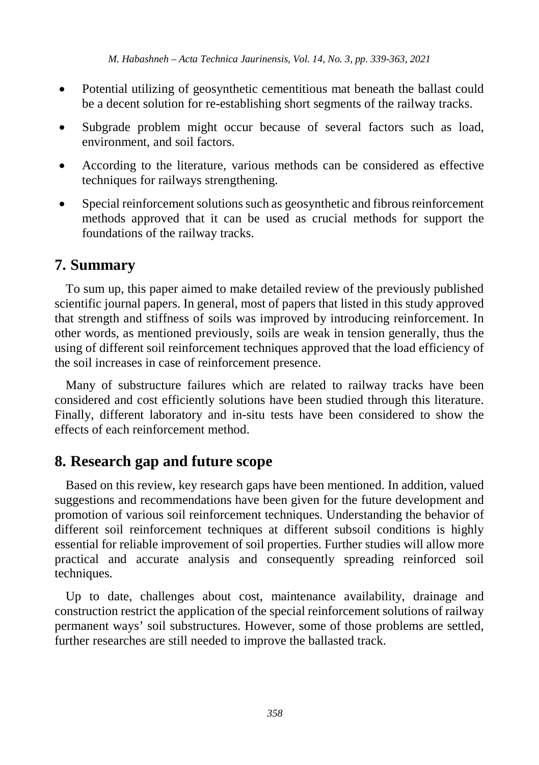- Potential utilizing of geosynthetic cementitious mat beneath the ballast could be a decent solution for re-establishing short segments of the railway tracks.
- Subgrade problem might occur because of several factors such as load, environment, and soil factors.
- According to the literature, various methods can be considered as effective techniques for railways strengthening.
- Special reinforcement solutions such as geosynthetic and fibrous reinforcement methods approved that it can be used as crucial methods for support the foundations of the railway tracks.

## 7. Summary

To sum up, this paper aimed to make detailed review of the previously published scientific journal papers. In general, most of papers that listed in this study approved that strength and stiffness of soils was improved by introducing reinforcement. In other words, as mentioned previously, soils are weak in tension generally, thus the using of different soil reinforcement techniques approved that the load efficiency of the soil increases in case of reinforcement presence.

Many of substructure failures which are related to railway tracks have been considered and cost efficiently solutions have been studied through this literature. Finally, different laboratory and in-situ tests have been considered to show the effects of each reinforcement method.

## 8. Research gap and future scope

Based on this review, key research gaps have been mentioned. In addition, valued suggestions and recommendations have been given for the future development and promotion of various soil reinforcement techniques. Understanding the behavior of different soil reinforcement techniques at different subsoil conditions is highly essential for reliable improvement of soil properties. Further studies will allow more practical and accurate analysis and consequently spreading reinforced soil techniques.

Up to date, challenges about cost, maintenance availability, drainage and construction restrict the application of the special reinforcement solutions of railway permanent ways' soil substructures. However, some of those problems are settled, further researches are still needed to improve the ballasted track.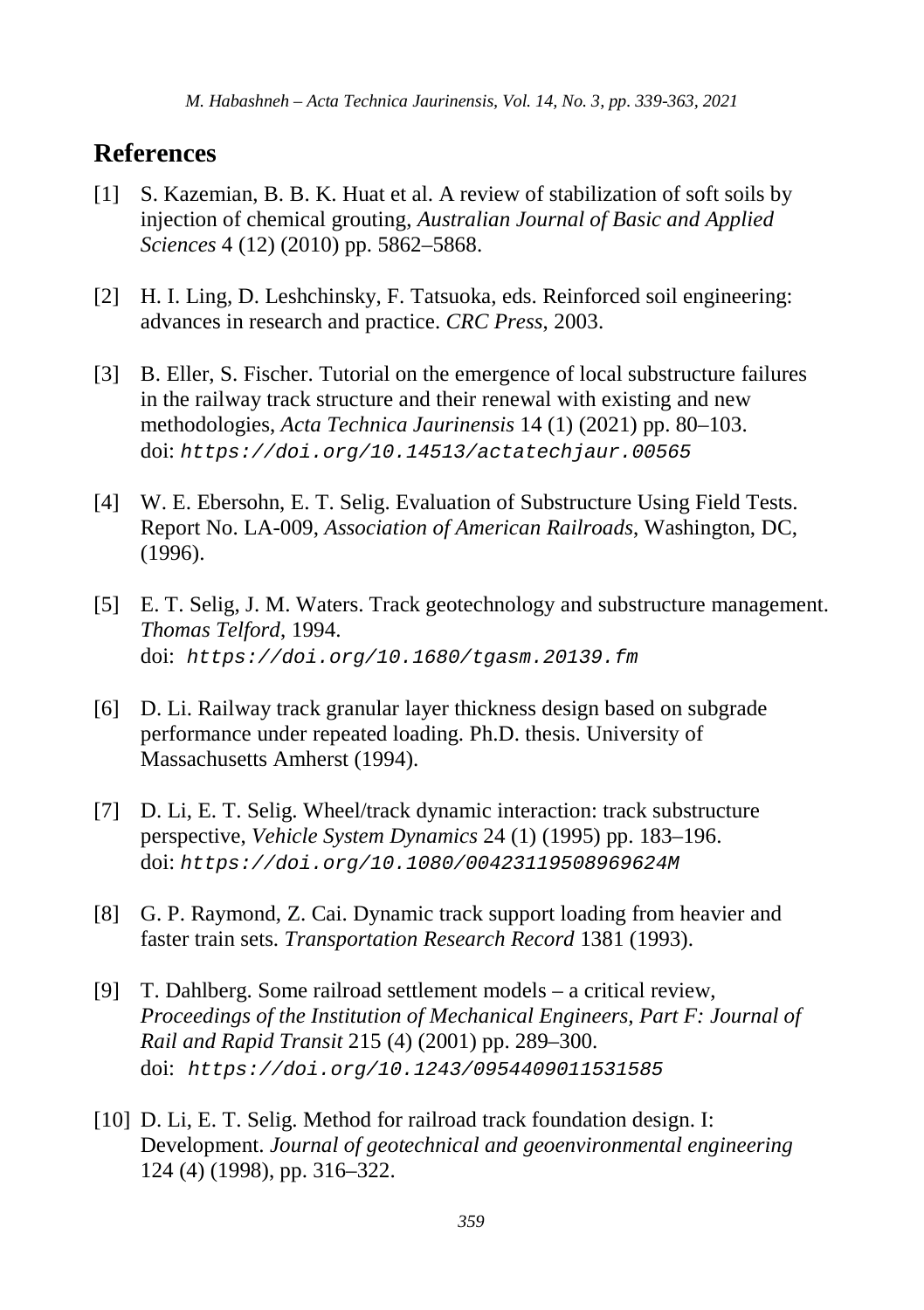## References

[1] S. Kazemian, B. B. K. Huat et al. A review of stabilization of soft soils by injection of chemical grouting, *Australian Journal of Basic and Applied Sciences* 4 (12) (2010) pp. 5862–5868.

[2] H. I. Ling, D. Leshchinsky, F. Tatsuoka, eds. Reinforced soil engineering: advances in research and practice. *CRC Press*, 2003.

[3] B. Eller, S. Fischer. Tutorial on the emergence of local substructure failures in the railway track structure and their renewal with existing and new methodologies, *Acta Technica Jaurinensis* 14 (1) (2021) pp. 80–103. doi: `https://doi.org/10.14513/actatechjaur.00565`

[4] W. E. Ebersohn, E. T. Selig. Evaluation of Substructure Using Field Tests. Report No. LA-009, *Association of American Railroads*, Washington, DC, (1996).

[5] E. T. Selig, J. M. Waters. Track geotechnology and substructure management. *Thomas Telford*, 1994. doi: `https://doi.org/10.1680/tgasm.20139.fm`

[6] D. Li. Railway track granular layer thickness design based on subgrade performance under repeated loading. Ph.D. thesis. University of Massachusetts Amherst (1994).

[7] D. Li, E. T. Selig. Wheel/track dynamic interaction: track substructure perspective, *Vehicle System Dynamics* 24 (1) (1995) pp. 183–196. doi: `https://doi.org/10.1080/00423119508969624M`

[8] G. P. Raymond, Z. Cai. Dynamic track support loading from heavier and faster train sets. *Transportation Research Record* 1381 (1993).

[9] T. Dahlberg. Some railroad settlement models – a critical review, *Proceedings of the Institution of Mechanical Engineers, Part F: Journal of Rail and Rapid Transit* 215 (4) (2001) pp. 289–300. doi: `https://doi.org/10.1243/0954409011531585`

[10] D. Li, E. T. Selig. Method for railroad track foundation design. I: Development. *Journal of geotechnical and geoenvironmental engineering* 124 (4) (1998), pp. 316–322.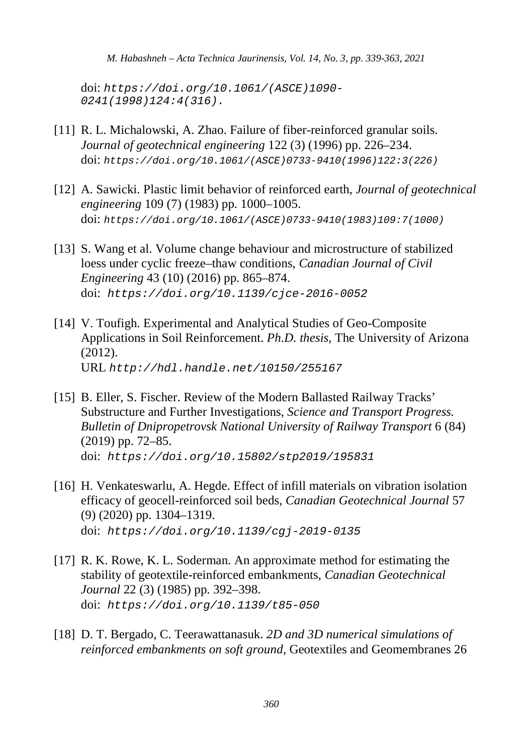doi: *https://doi.org/10.1061/(ASCE)1090-0241(1998)124:4(316).*

[11] R. L. Michalowski, A. Zhao. Failure of fiber-reinforced granular soils. *Journal of geotechnical engineering* 122 (3) (1996) pp. 226–234. doi: *https://doi.org/10.1061/(ASCE)0733-9410(1996)122:3(226)*

[12] A. Sawicki. Plastic limit behavior of reinforced earth, *Journal of geotechnical engineering* 109 (7) (1983) pp. 1000–1005. doi: *https://doi.org/10.1061/(ASCE)0733-9410(1983)109:7(1000)*

[13] S. Wang et al. Volume change behaviour and microstructure of stabilized loess under cyclic freeze–thaw conditions, *Canadian Journal of Civil Engineering* 43 (10) (2016) pp. 865–874. doi: *https://doi.org/10.1139/cjce-2016-0052*

[14] V. Toufigh. Experimental and Analytical Studies of Geo-Composite Applications in Soil Reinforcement. *Ph.D. thesis*, The University of Arizona (2012). URL *http://hdl.handle.net/10150/255167*

[15] B. Eller, S. Fischer. Review of the Modern Ballasted Railway Tracks' Substructure and Further Investigations, *Science and Transport Progress. Bulletin of Dnipropetrovsk National University of Railway Transport* 6 (84) (2019) pp. 72–85. doi: *https://doi.org/10.15802/stp2019/195831*

[16] H. Venkateswarlu, A. Hegde. Effect of infill materials on vibration isolation efficacy of geocell-reinforced soil beds, *Canadian Geotechnical Journal* 57 (9) (2020) pp. 1304–1319. doi: *https://doi.org/10.1139/cgj-2019-0135*

[17] R. K. Rowe, K. L. Soderman. An approximate method for estimating the stability of geotextile-reinforced embankments, *Canadian Geotechnical Journal* 22 (3) (1985) pp. 392–398. doi: *https://doi.org/10.1139/t85-050*

[18] D. T. Bergado, C. Teerawattanasuk. *2D and 3D numerical simulations of reinforced embankments on soft ground*, Geotextiles and Geomembranes 26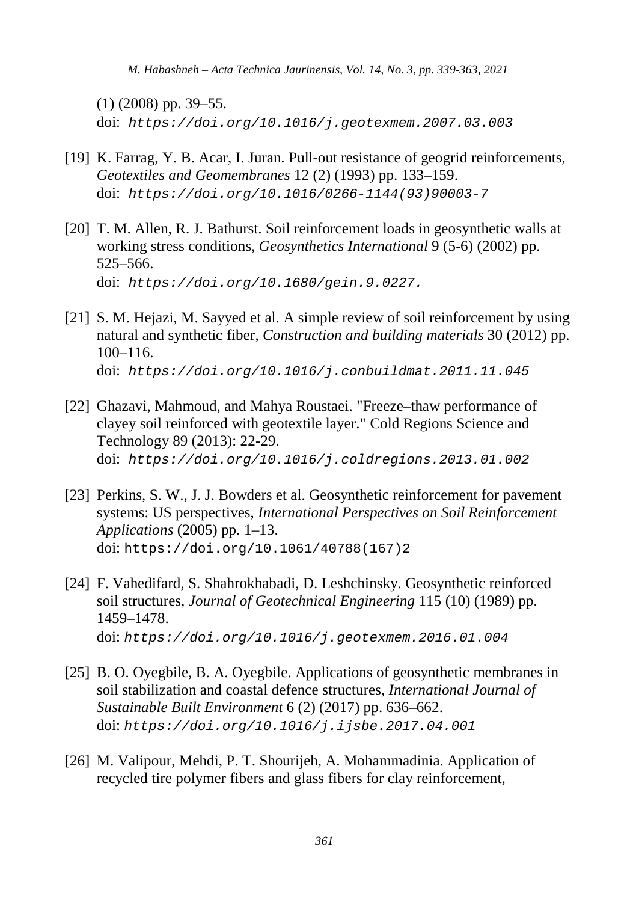(1) (2008) pp. 39–55.
doi: https://doi.org/10.1016/j.geotexmem.2007.03.003

[19] K. Farrag, Y. B. Acar, I. Juran. Pull-out resistance of geogrid reinforcements, *Geotextiles and Geomembranes* 12 (2) (1993) pp. 133–159.
doi: https://doi.org/10.1016/0266-1144(93)90003-7

[20] T. M. Allen, R. J. Bathurst. Soil reinforcement loads in geosynthetic walls at working stress conditions, *Geosynthetics International* 9 (5-6) (2002) pp. 525–566.
doi: https://doi.org/10.1680/gein.9.0227.

[21] S. M. Hejazi, M. Sayyed et al. A simple review of soil reinforcement by using natural and synthetic fiber, *Construction and building materials* 30 (2012) pp. 100–116.
doi: https://doi.org/10.1016/j.conbuildmat.2011.11.045

[22] Ghazavi, Mahmoud, and Mahya Roustaei. "Freeze–thaw performance of clayey soil reinforced with geotextile layer." Cold Regions Science and Technology 89 (2013): 22-29.
doi: https://doi.org/10.1016/j.coldregions.2013.01.002

[23] Perkins, S. W., J. J. Bowders et al. Geosynthetic reinforcement for pavement systems: US perspectives, *International Perspectives on Soil Reinforcement Applications* (2005) pp. 1–13.
doi: https://doi.org/10.1061/40788(167)2

[24] F. Vahedifard, S. Shahrokhabadi, D. Leshchinsky. Geosynthetic reinforced soil structures, *Journal of Geotechnical Engineering* 115 (10) (1989) pp. 1459–1478.
doi: https://doi.org/10.1016/j.geotexmem.2016.01.004

[25] B. O. Oyegbile, B. A. Oyegbile. Applications of geosynthetic membranes in soil stabilization and coastal defence structures, *International Journal of Sustainable Built Environment* 6 (2) (2017) pp. 636–662.
doi: https://doi.org/10.1016/j.ijsbe.2017.04.001

[26] M. Valipour, Mehdi, P. T. Shourijeh, A. Mohammadinia. Application of recycled tire polymer fibers and glass fibers for clay reinforcement,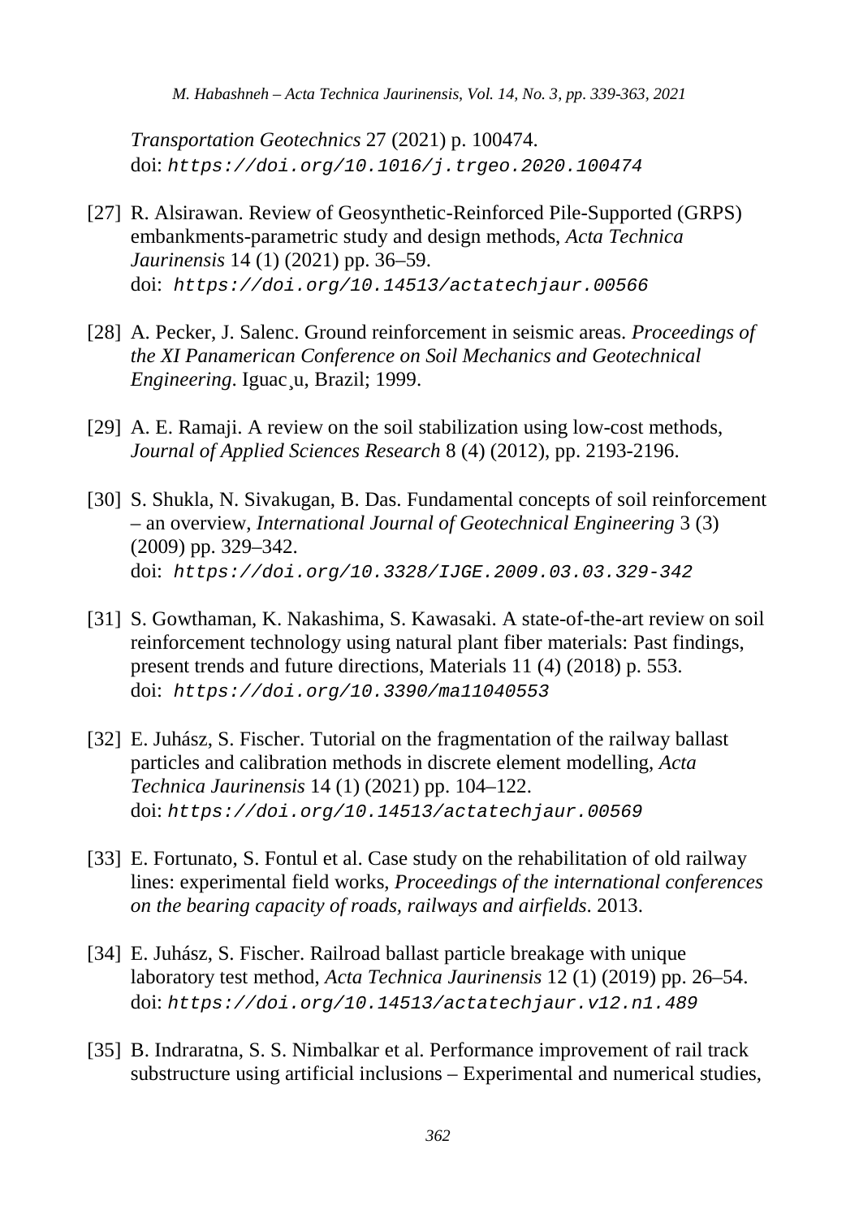*Transportation Geotechnics* 27 (2021) p. 100474.
doi: `https://doi.org/10.1016/j.trgeo.2020.100474`

[27] R. Alsirawan. Review of Geosynthetic-Reinforced Pile-Supported (GRPS) embankments-parametric study and design methods, *Acta Technica Jaurinensis* 14 (1) (2021) pp. 36–59.
doi: `https://doi.org/10.14513/actatechjaur.00566`

[28] A. Pecker, J. Salenc. Ground reinforcement in seismic areas. *Proceedings of the XI Panamerican Conference on Soil Mechanics and Geotechnical Engineering*. Iguac¸u, Brazil; 1999.

[29] A. E. Ramaji. A review on the soil stabilization using low-cost methods, *Journal of Applied Sciences Research* 8 (4) (2012), pp. 2193-2196.

[30] S. Shukla, N. Sivakugan, B. Das. Fundamental concepts of soil reinforcement – an overview, *International Journal of Geotechnical Engineering* 3 (3) (2009) pp. 329–342.
doi: `https://doi.org/10.3328/IJGE.2009.03.03.329-342`

[31] S. Gowthaman, K. Nakashima, S. Kawasaki. A state-of-the-art review on soil reinforcement technology using natural plant fiber materials: Past findings, present trends and future directions, Materials 11 (4) (2018) p. 553.
doi: `https://doi.org/10.3390/ma11040553`

[32] E. Juhász, S. Fischer. Tutorial on the fragmentation of the railway ballast particles and calibration methods in discrete element modelling, *Acta Technica Jaurinensis* 14 (1) (2021) pp. 104–122.
doi: `https://doi.org/10.14513/actatechjaur.00569`

[33] E. Fortunato, S. Fontul et al. Case study on the rehabilitation of old railway lines: experimental field works, *Proceedings of the international conferences on the bearing capacity of roads, railways and airfields*. 2013.

[34] E. Juhász, S. Fischer. Railroad ballast particle breakage with unique laboratory test method, *Acta Technica Jaurinensis* 12 (1) (2019) pp. 26–54.
doi: `https://doi.org/10.14513/actatechjaur.v12.n1.489`

[35] B. Indraratna, S. S. Nimbalkar et al. Performance improvement of rail track substructure using artificial inclusions – Experimental and numerical studies,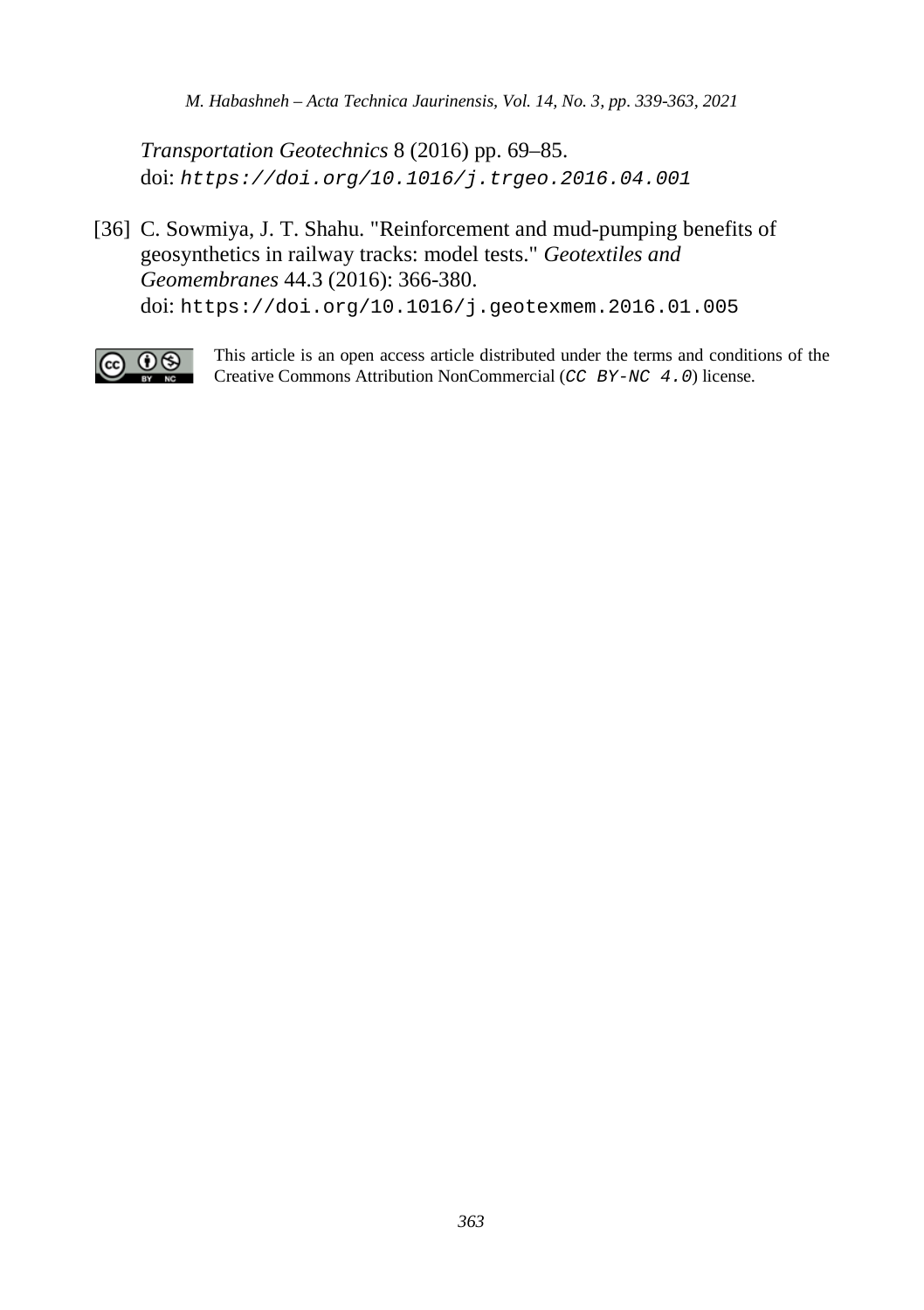*Transportation Geotechnics* 8 (2016) pp. 69–85.
doi: *https://doi.org/10.1016/j.trgeo.2016.04.001*

[36] C. Sowmiya, J. T. Shahu. "Reinforcement and mud-pumping benefits of geosynthetics in railway tracks: model tests." *Geotextiles and Geomembranes* 44.3 (2016): 366-380.
doi: https://doi.org/10.1016/j.geotexmem.2016.01.005

This article is an open access article distributed under the terms and conditions of the Creative Commons Attribution NonCommercial (*CC BY-NC 4.0*) license.